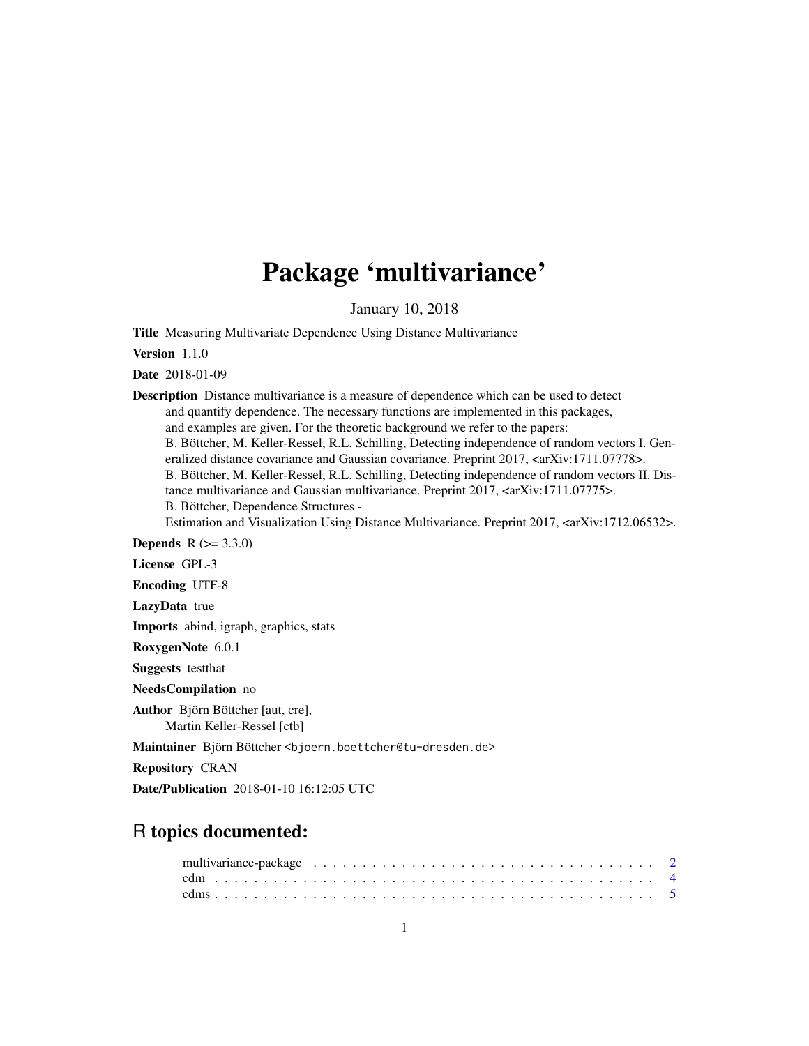# Package 'multivariance'

January 10, 2018

**Title** Measuring Multivariate Dependence Using Distance Multivariance

**Version** 1.1.0

**Date** 2018-01-09

**Description** Distance multivariance is a measure of dependence which can be used to detect and quantify dependence. The necessary functions are implemented in this packages, and examples are given. For the theoretic background we refer to the papers:
B. Böttcher, M. Keller-Ressel, R.L. Schilling, Detecting independence of random vectors I. Generalized distance covariance and Gaussian covariance. Preprint 2017, <arXiv:1711.07778>.
B. Böttcher, M. Keller-Ressel, R.L. Schilling, Detecting independence of random vectors II. Distance multivariance and Gaussian multivariance. Preprint 2017, <arXiv:1711.07775>.
B. Böttcher, Dependence Structures -
Estimation and Visualization Using Distance Multivariance. Preprint 2017, <arXiv:1712.06532>.

**Depends** R (>= 3.3.0)

**License** GPL-3

**Encoding** UTF-8

**LazyData** true

**Imports** abind, igraph, graphics, stats

**RoxygenNote** 6.0.1

**Suggests** testthat

**NeedsCompilation** no

**Author** Björn Böttcher [aut, cre],
Martin Keller-Ressel [ctb]

**Maintainer** Björn Böttcher <bjoern.boettcher@tu-dresden.de>

**Repository** CRAN

**Date/Publication** 2018-01-10 16:12:05 UTC

## R topics documented:

multivariance-package . . . . . . . . . . . . . . . . . . . . . . . . . . . . . . . . . . 2
cdm . . . . . . . . . . . . . . . . . . . . . . . . . . . . . . . . . . . . . . . . . . . . 4
cdms . . . . . . . . . . . . . . . . . . . . . . . . . . . . . . . . . . . . . . . . . . . 5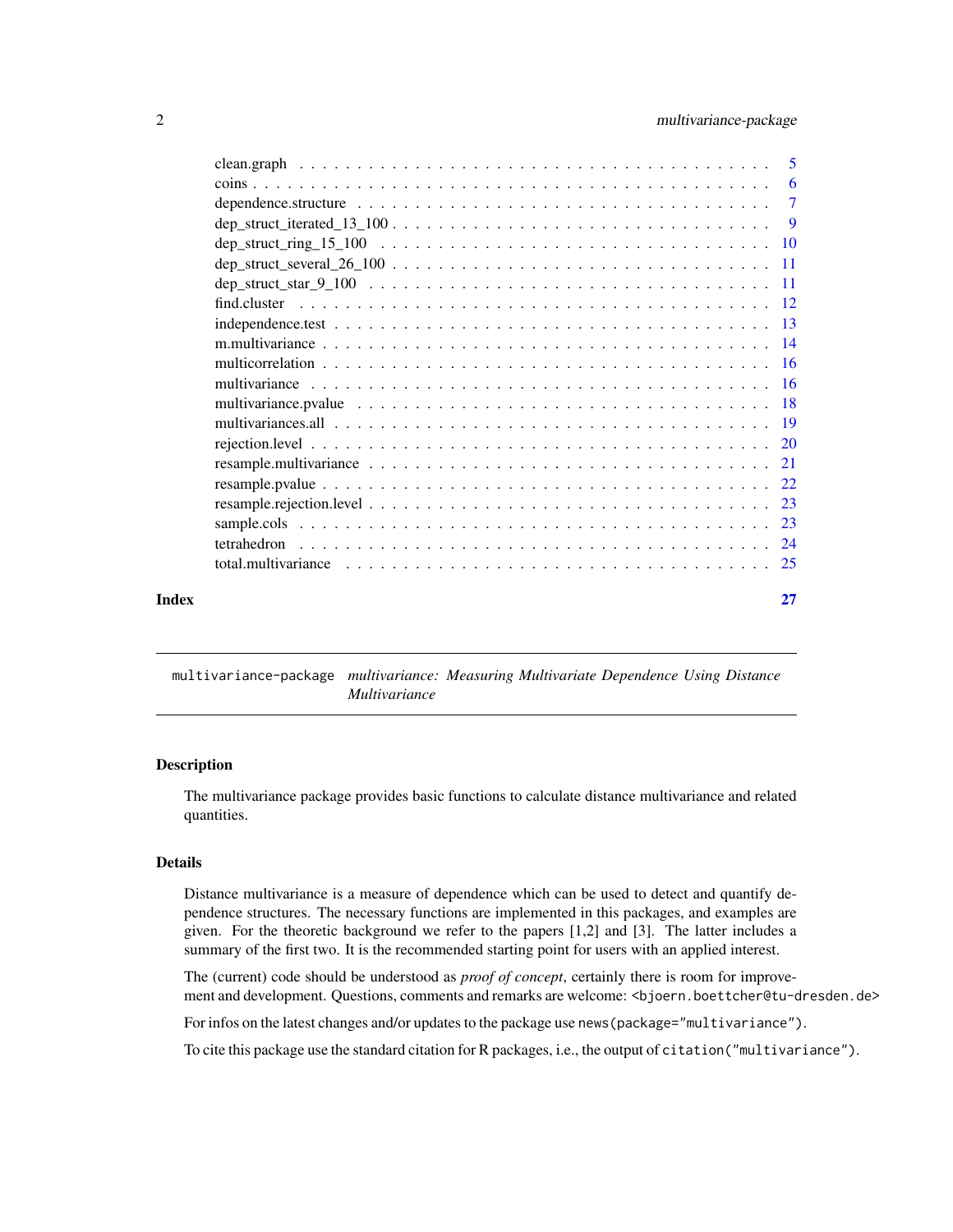clean.graph . . . . . . . . . . . . . . . . . . . . . . . . . . . . . . . . . . . . 5
coins . . . . . . . . . . . . . . . . . . . . . . . . . . . . . . . . . . . . . . . 6
dependence.structure . . . . . . . . . . . . . . . . . . . . . . . . . . . . . . . . 7
dep_struct_iterated_13_100 . . . . . . . . . . . . . . . . . . . . . . . . . . . . . 9
dep_struct_ring_15_100 . . . . . . . . . . . . . . . . . . . . . . . . . . . . . . . 10
dep_struct_several_26_100 . . . . . . . . . . . . . . . . . . . . . . . . . . . . . 11
dep_struct_star_9_100 . . . . . . . . . . . . . . . . . . . . . . . . . . . . . . . 11
find.cluster . . . . . . . . . . . . . . . . . . . . . . . . . . . . . . . . . . . . 12
independence.test . . . . . . . . . . . . . . . . . . . . . . . . . . . . . . . . . 13
m.multivariance . . . . . . . . . . . . . . . . . . . . . . . . . . . . . . . . . . 14
multicorrelation . . . . . . . . . . . . . . . . . . . . . . . . . . . . . . . . . . 16
multivariance . . . . . . . . . . . . . . . . . . . . . . . . . . . . . . . . . . . 16
multivariance.pvalue . . . . . . . . . . . . . . . . . . . . . . . . . . . . . . . . 18
multivariances.all . . . . . . . . . . . . . . . . . . . . . . . . . . . . . . . . . 19
rejection.level . . . . . . . . . . . . . . . . . . . . . . . . . . . . . . . . . . . 20
resample.multivariance . . . . . . . . . . . . . . . . . . . . . . . . . . . . . . . 21
resample.pvalue . . . . . . . . . . . . . . . . . . . . . . . . . . . . . . . . . . 22
resample.rejection.level . . . . . . . . . . . . . . . . . . . . . . . . . . . . . . 23
sample.cols . . . . . . . . . . . . . . . . . . . . . . . . . . . . . . . . . . . . 23
tetrahedron . . . . . . . . . . . . . . . . . . . . . . . . . . . . . . . . . . . . 24
total.multivariance . . . . . . . . . . . . . . . . . . . . . . . . . . . . . . . . 25

**Index** 27

---

`multivariance-package` *multivariance: Measuring Multivariate Dependence Using Distance Multivariance*

---

## Description

The multivariance package provides basic functions to calculate distance multivariance and related quantities.

## Details

Distance multivariance is a measure of dependence which can be used to detect and quantify dependence structures. The necessary functions are implemented in this packages, and examples are given. For the theoretic background we refer to the papers [1,2] and [3]. The latter includes a summary of the first two. It is the recommended starting point for users with an applied interest.

The (current) code should be understood as *proof of concept*, certainly there is room for improvement and development. Questions, comments and remarks are welcome: `<bjoern.boettcher@tu-dresden.de>`

For infos on the latest changes and/or updates to the package use `news(package="multivariance")`.

To cite this package use the standard citation for R packages, i.e., the output of `citation("multivariance")`.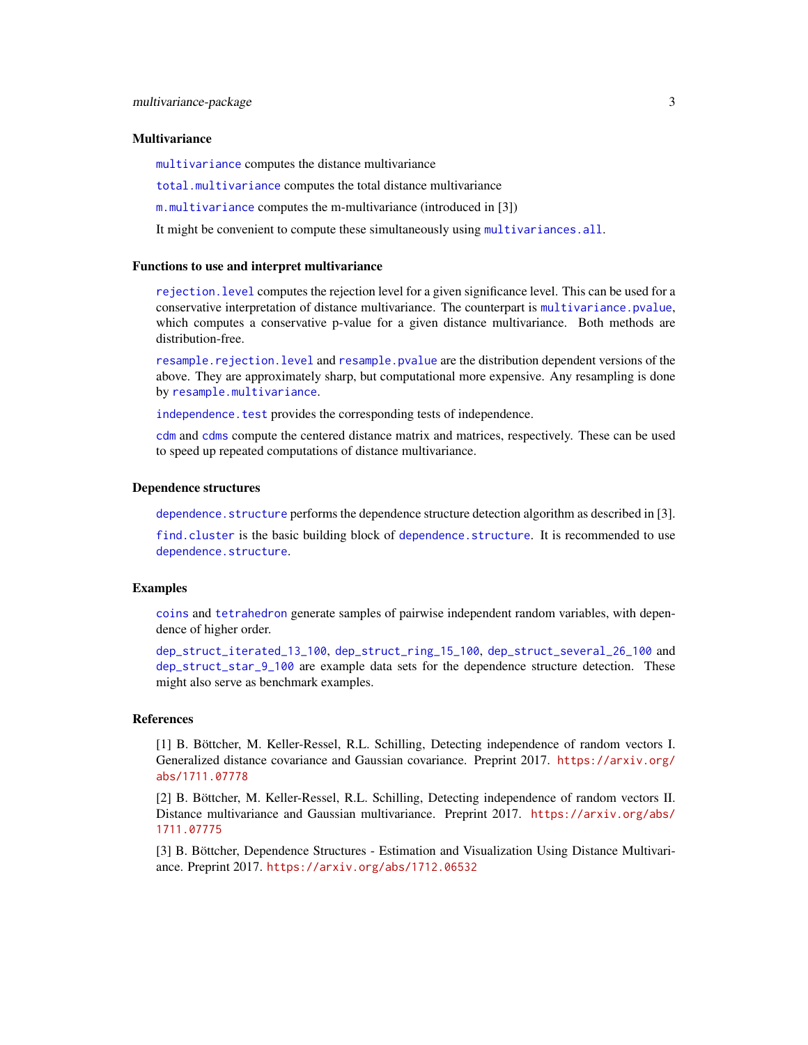## Multivariance

multivariance computes the distance multivariance

total.multivariance computes the total distance multivariance

m.multivariance computes the m-multivariance (introduced in [3])

It might be convenient to compute these simultaneously using multivariances.all.

## Functions to use and interpret multivariance

rejection.level computes the rejection level for a given significance level. This can be used for a conservative interpretation of distance multivariance. The counterpart is multivariance.pvalue, which computes a conservative p-value for a given distance multivariance. Both methods are distribution-free.

resample.rejection.level and resample.pvalue are the distribution dependent versions of the above. They are approximately sharp, but computational more expensive. Any resampling is done by resample.multivariance.

independence.test provides the corresponding tests of independence.

cdm and cdms compute the centered distance matrix and matrices, respectively. These can be used to speed up repeated computations of distance multivariance.

## Dependence structures

dependence.structure performs the dependence structure detection algorithm as described in [3].

find.cluster is the basic building block of dependence.structure. It is recommended to use dependence.structure.

## Examples

coins and tetrahedron generate samples of pairwise independent random variables, with dependence of higher order.

dep_struct_iterated_13_100, dep_struct_ring_15_100, dep_struct_several_26_100 and dep_struct_star_9_100 are example data sets for the dependence structure detection. These might also serve as benchmark examples.

## References

[1] B. Böttcher, M. Keller-Ressel, R.L. Schilling, Detecting independence of random vectors I. Generalized distance covariance and Gaussian covariance. Preprint 2017. https://arxiv.org/abs/1711.07778

[2] B. Böttcher, M. Keller-Ressel, R.L. Schilling, Detecting independence of random vectors II. Distance multivariance and Gaussian multivariance. Preprint 2017. https://arxiv.org/abs/1711.07775

[3] B. Böttcher, Dependence Structures - Estimation and Visualization Using Distance Multivariance. Preprint 2017. https://arxiv.org/abs/1712.06532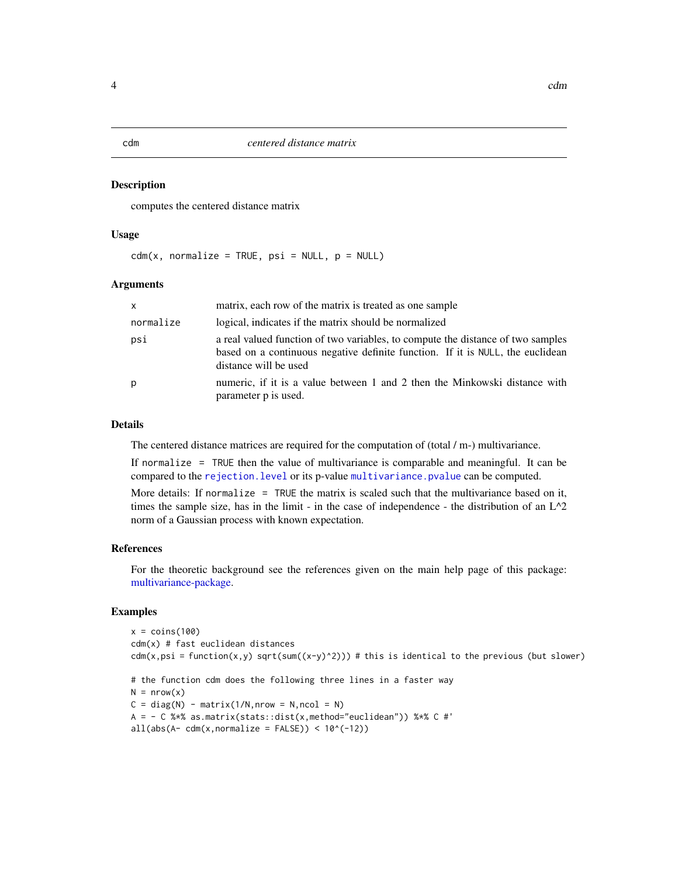# cdm — *centered distance matrix*

## Description

computes the centered distance matrix

## Usage

```
cdm(x, normalize = TRUE, psi = NULL, p = NULL)
```

## Arguments

| | |
|---|---|
| x | matrix, each row of the matrix is treated as one sample |
| normalize | logical, indicates if the matrix should be normalized |
| psi | a real valued function of two variables, to compute the distance of two samples based on a continuous negative definite function. If it is `NULL`, the euclidean distance will be used |
| p | numeric, if it is a value between 1 and 2 then the Minkowski distance with parameter p is used. |

## Details

The centered distance matrices are required for the computation of (total / m-) multivariance.

If `normalize = TRUE` then the value of multivariance is comparable and meaningful. It can be compared to the `rejection.level` or its p-value `multivariance.pvalue` can be computed.

More details: If `normalize = TRUE` the matrix is scaled such that the multivariance based on it, times the sample size, has in the limit - in the case of independence - the distribution of an L^2 norm of a Gaussian process with known expectation.

## References

For the theoretic background see the references given on the main help page of this package: multivariance-package.

## Examples

```
x = coins(100)
cdm(x) # fast euclidean distances
cdm(x,psi = function(x,y) sqrt(sum((x-y)^2))) # this is identical to the previous (but slower)

# the function cdm does the following three lines in a faster way
N = nrow(x)
C = diag(N) - matrix(1/N,nrow = N,ncol = N)
A = - C %*% as.matrix(stats::dist(x,method="euclidean")) %*% C #'
all(abs(A- cdm(x,normalize = FALSE)) < 10^(-12))
```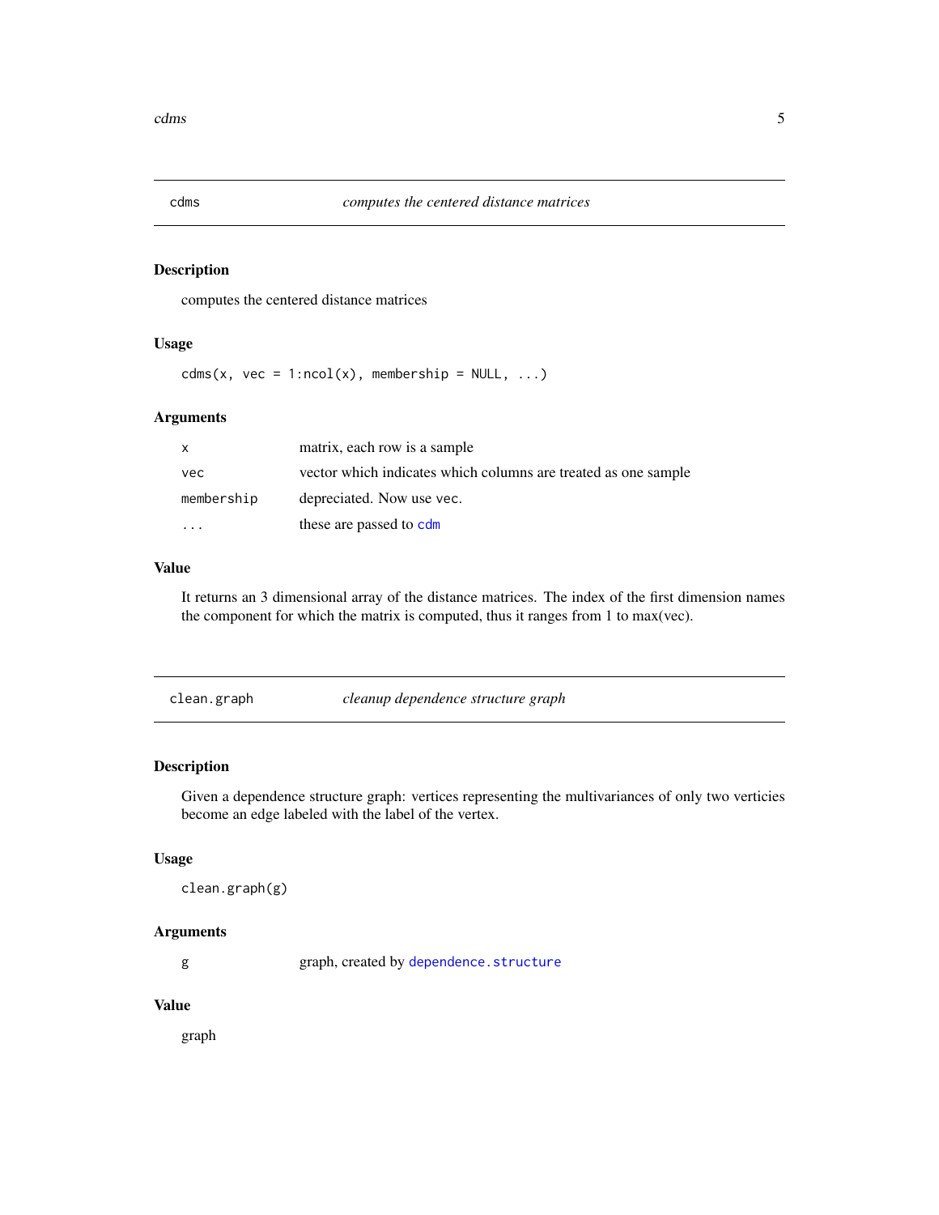## cdms *computes the centered distance matrices*

### Description

computes the centered distance matrices

### Usage

```
cdms(x, vec = 1:ncol(x), membership = NULL, ...)
```

### Arguments

| | |
|---|---|
| `x` | matrix, each row is a sample |
| `vec` | vector which indicates which columns are treated as one sample |
| `membership` | depreciated. Now use `vec`. |
| `...` | these are passed to `cdm` |

### Value

It returns an 3 dimensional array of the distance matrices. The index of the first dimension names the component for which the matrix is computed, thus it ranges from 1 to max(vec).

## clean.graph *cleanup dependence structure graph*

### Description

Given a dependence structure graph: vertices representing the multivariances of only two verticies become an edge labeled with the label of the vertex.

### Usage

```
clean.graph(g)
```

### Arguments

| | |
|---|---|
| `g` | graph, created by `dependence.structure` |

### Value

graph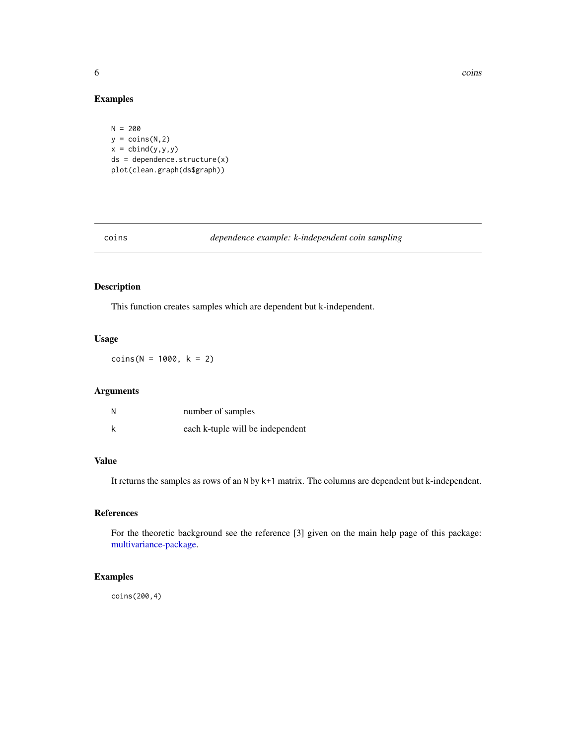## Examples

```
N = 200
y = coins(N,2)
x = cbind(y,y,y)
ds = dependence.structure(x)
plot(clean.graph(ds$graph))
```

---

`coins` *dependence example: k-independent coin sampling*

---

## Description

This function creates samples which are dependent but k-independent.

## Usage

```
coins(N = 1000, k = 2)
```

## Arguments

| | |
|---|---|
| `N` | number of samples |
| `k` | each k-tuple will be independent |

## Value

It returns the samples as rows of an `N` by `k+1` matrix. The columns are dependent but k-independent.

## References

For the theoretic background see the reference [3] given on the main help page of this package: multivariance-package.

## Examples

```
coins(200,4)
```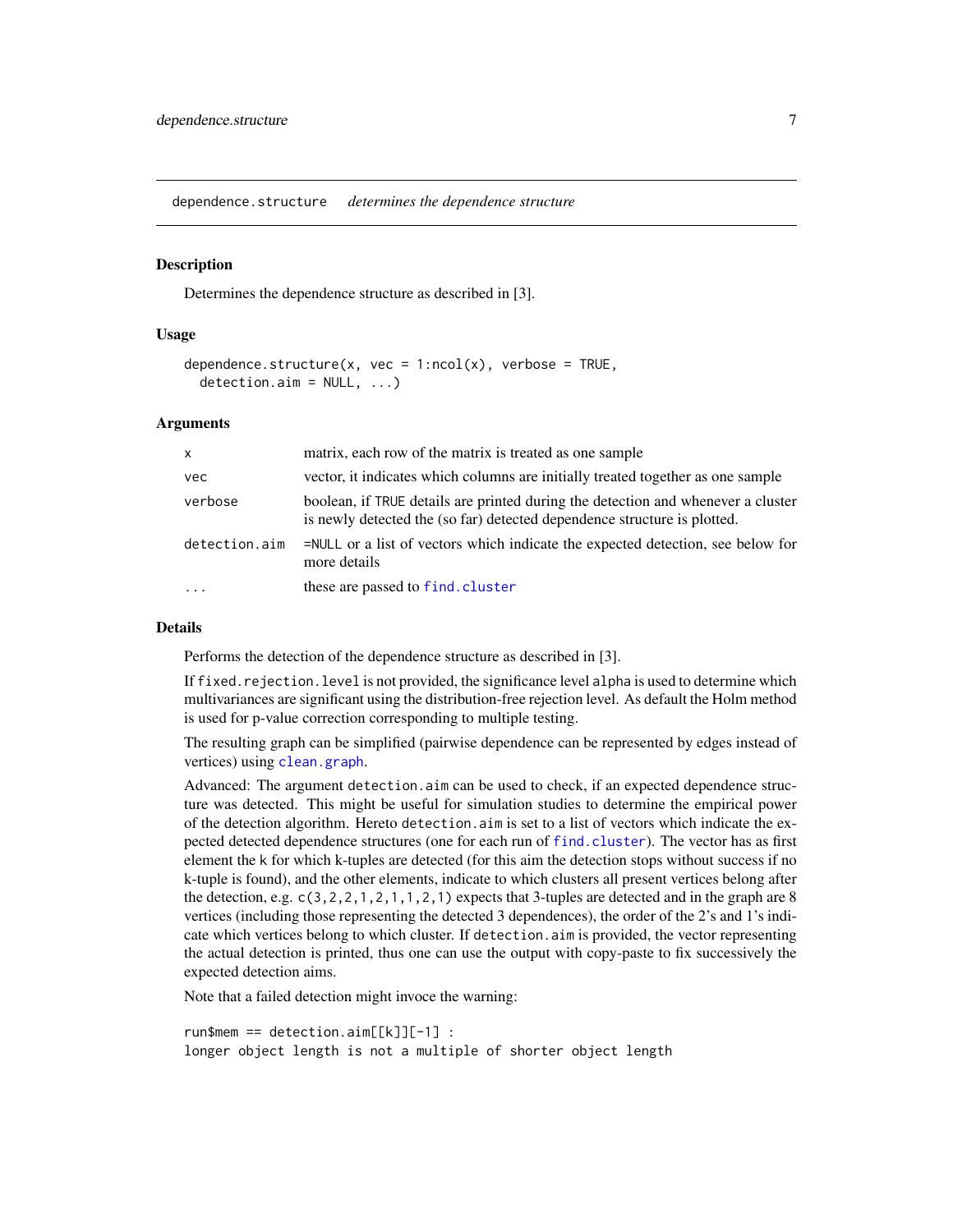`dependence.structure` *determines the dependence structure*

## Description

Determines the dependence structure as described in [3].

## Usage

```
dependence.structure(x, vec = 1:ncol(x), verbose = TRUE,
  detection.aim = NULL, ...)
```

## Arguments

| | |
|---|---|
| `x` | matrix, each row of the matrix is treated as one sample |
| `vec` | vector, it indicates which columns are initially treated together as one sample |
| `verbose` | boolean, if `TRUE` details are printed during the detection and whenever a cluster is newly detected the (so far) detected dependence structure is plotted. |
| `detection.aim` | `=NULL` or a list of vectors which indicate the expected detection, see below for more details |
| `...` | these are passed to `find.cluster` |

## Details

Performs the detection of the dependence structure as described in [3].

If `fixed.rejection.level` is not provided, the significance level `alpha` is used to determine which multivariances are significant using the distribution-free rejection level. As default the Holm method is used for p-value correction corresponding to multiple testing.

The resulting graph can be simplified (pairwise dependence can be represented by edges instead of vertices) using `clean.graph`.

Advanced: The argument `detection.aim` can be used to check, if an expected dependence structure was detected. This might be useful for simulation studies to determine the empirical power of the detection algorithm. Hereto `detection.aim` is set to a list of vectors which indicate the expected detected dependence structures (one for each run of `find.cluster`). The vector has as first element the `k` for which k-tuples are detected (for this aim the detection stops without success if no k-tuple is found), and the other elements, indicate to which clusters all present vertices belong after the detection, e.g. `c(3,2,2,1,2,1,1,2,1)` expects that 3-tuples are detected and in the graph are 8 vertices (including those representing the detected 3 dependences), the order of the 2's and 1's indicate which vertices belong to which cluster. If `detection.aim` is provided, the vector representing the actual detection is printed, thus one can use the output with copy-paste to fix successively the expected detection aims.

Note that a failed detection might invoce the warning:

```
run$mem == detection.aim[[k]][-1] :
longer object length is not a multiple of shorter object length
```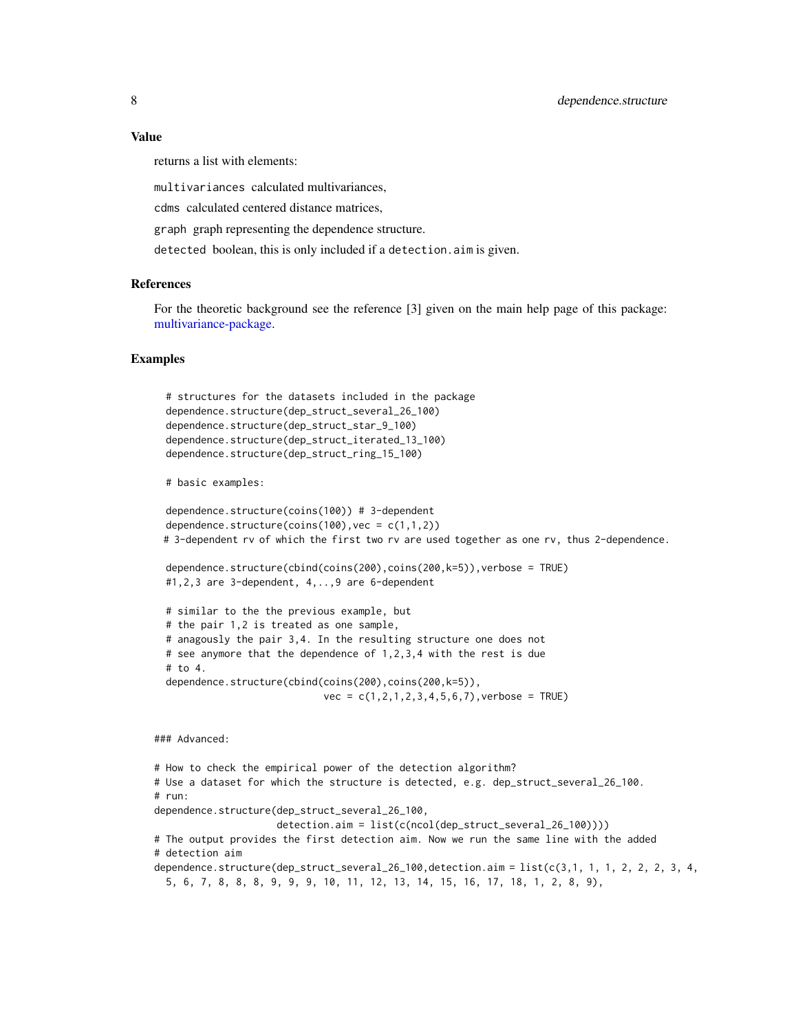### Value

returns a list with elements:

`multivariances` calculated multivariances,

`cdms` calculated centered distance matrices,

`graph` graph representing the dependence structure.

`detected` boolean, this is only included if a `detection.aim` is given.

### References

For the theoretic background see the reference [3] given on the main help page of this package: multivariance-package.

### Examples

```
  # structures for the datasets included in the package
  dependence.structure(dep_struct_several_26_100)
  dependence.structure(dep_struct_star_9_100)
  dependence.structure(dep_struct_iterated_13_100)
  dependence.structure(dep_struct_ring_15_100)

  # basic examples:

  dependence.structure(coins(100)) # 3-dependent
  dependence.structure(coins(100),vec = c(1,1,2))
 # 3-dependent rv of which the first two rv are used together as one rv, thus 2-dependence.

  dependence.structure(cbind(coins(200),coins(200,k=5)),verbose = TRUE)
  #1,2,3 are 3-dependent, 4,..,9 are 6-dependent

  # similar to the the previous example, but
  # the pair 1,2 is treated as one sample,
  # anagously the pair 3,4. In the resulting structure one does not
  # see anymore that the dependence of 1,2,3,4 with the rest is due
  # to 4.
  dependence.structure(cbind(coins(200),coins(200,k=5)),
                           vec = c(1,2,1,2,3,4,5,6,7),verbose = TRUE)


### Advanced:

# How to check the empirical power of the detection algorithm?
# Use a dataset for which the structure is detected, e.g. dep_struct_several_26_100.
# run:
dependence.structure(dep_struct_several_26_100,
                     detection.aim = list(c(ncol(dep_struct_several_26_100))))
# The output provides the first detection aim. Now we run the same line with the added
# detection aim
dependence.structure(dep_struct_several_26_100,detection.aim = list(c(3,1, 1, 1, 2, 2, 2, 3, 4,
  5, 6, 7, 8, 8, 8, 9, 9, 9, 10, 11, 12, 13, 14, 15, 16, 17, 18, 1, 2, 8, 9),
```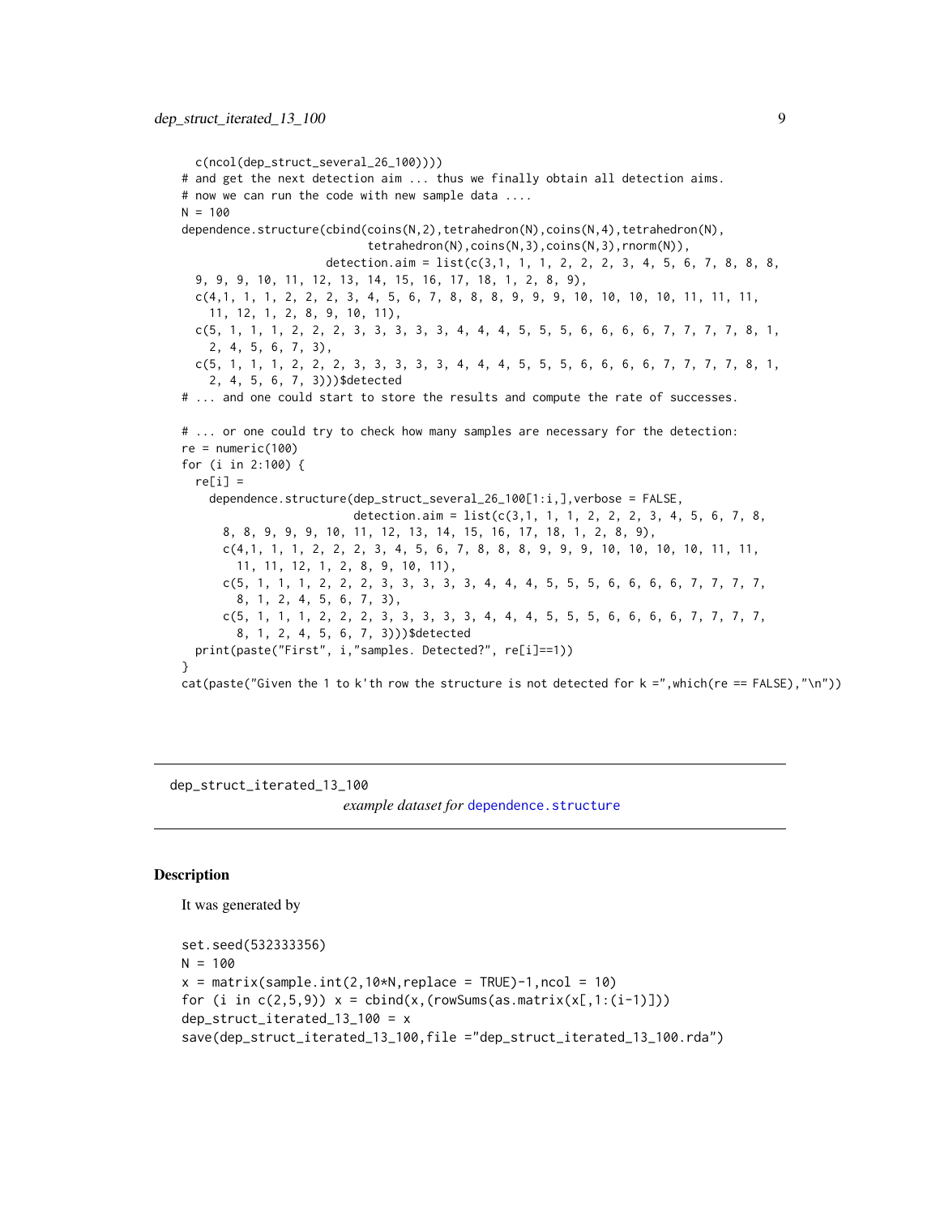```
  c(ncol(dep_struct_several_26_100))))
# and get the next detection aim ... thus we finally obtain all detection aims.
# now we can run the code with new sample data ....
N = 100
dependence.structure(cbind(coins(N,2),tetrahedron(N),coins(N,4),tetrahedron(N),
                           tetrahedron(N),coins(N,3),coins(N,3),rnorm(N)),
                     detection.aim = list(c(3,1, 1, 1, 2, 2, 2, 3, 4, 5, 6, 7, 8, 8, 8,
  9, 9, 9, 10, 11, 12, 13, 14, 15, 16, 17, 18, 1, 2, 8, 9),
  c(4,1, 1, 1, 2, 2, 2, 3, 4, 5, 6, 7, 8, 8, 8, 9, 9, 9, 10, 10, 10, 10, 11, 11, 11,
    11, 12, 1, 2, 8, 9, 10, 11),
  c(5, 1, 1, 1, 2, 2, 2, 3, 3, 3, 3, 3, 4, 4, 4, 5, 5, 5, 6, 6, 6, 6, 7, 7, 7, 7, 8, 1,
    2, 4, 5, 6, 7, 3),
  c(5, 1, 1, 1, 2, 2, 2, 3, 3, 3, 3, 3, 4, 4, 4, 5, 5, 5, 6, 6, 6, 6, 7, 7, 7, 7, 8, 1,
    2, 4, 5, 6, 7, 3)))$detected
# ... and one could start to store the results and compute the rate of successes.

# ... or one could try to check how many samples are necessary for the detection:
re = numeric(100)
for (i in 2:100) {
  re[i] =
    dependence.structure(dep_struct_several_26_100[1:i,],verbose = FALSE,
                         detection.aim = list(c(3,1, 1, 1, 2, 2, 2, 3, 4, 5, 6, 7, 8,
      8, 8, 9, 9, 9, 10, 11, 12, 13, 14, 15, 16, 17, 18, 1, 2, 8, 9),
      c(4,1, 1, 1, 2, 2, 2, 3, 4, 5, 6, 7, 8, 8, 8, 9, 9, 9, 10, 10, 10, 10, 11, 11,
        11, 11, 12, 1, 2, 8, 9, 10, 11),
      c(5, 1, 1, 1, 2, 2, 2, 3, 3, 3, 3, 3, 4, 4, 4, 5, 5, 5, 6, 6, 6, 6, 7, 7, 7, 7,
        8, 1, 2, 4, 5, 6, 7, 3),
      c(5, 1, 1, 1, 2, 2, 2, 3, 3, 3, 3, 3, 4, 4, 4, 5, 5, 5, 6, 6, 6, 6, 7, 7, 7, 7,
        8, 1, 2, 4, 5, 6, 7, 3)))$detected
  print(paste("First", i,"samples. Detected?", re[i]==1))
}
cat(paste("Given the 1 to k'th row the structure is not detected for k =",which(re == FALSE),"\n"))
```

---

## dep_struct_iterated_13_100

*example dataset for* `dependence.structure`

---

### Description

It was generated by

```
set.seed(532333356)
N = 100
x = matrix(sample.int(2,10*N,replace = TRUE)-1,ncol = 10)
for (i in c(2,5,9)) x = cbind(x,(rowSums(as.matrix(x[,1:(i-1)]))
dep_struct_iterated_13_100 = x
save(dep_struct_iterated_13_100,file ="dep_struct_iterated_13_100.rda")
```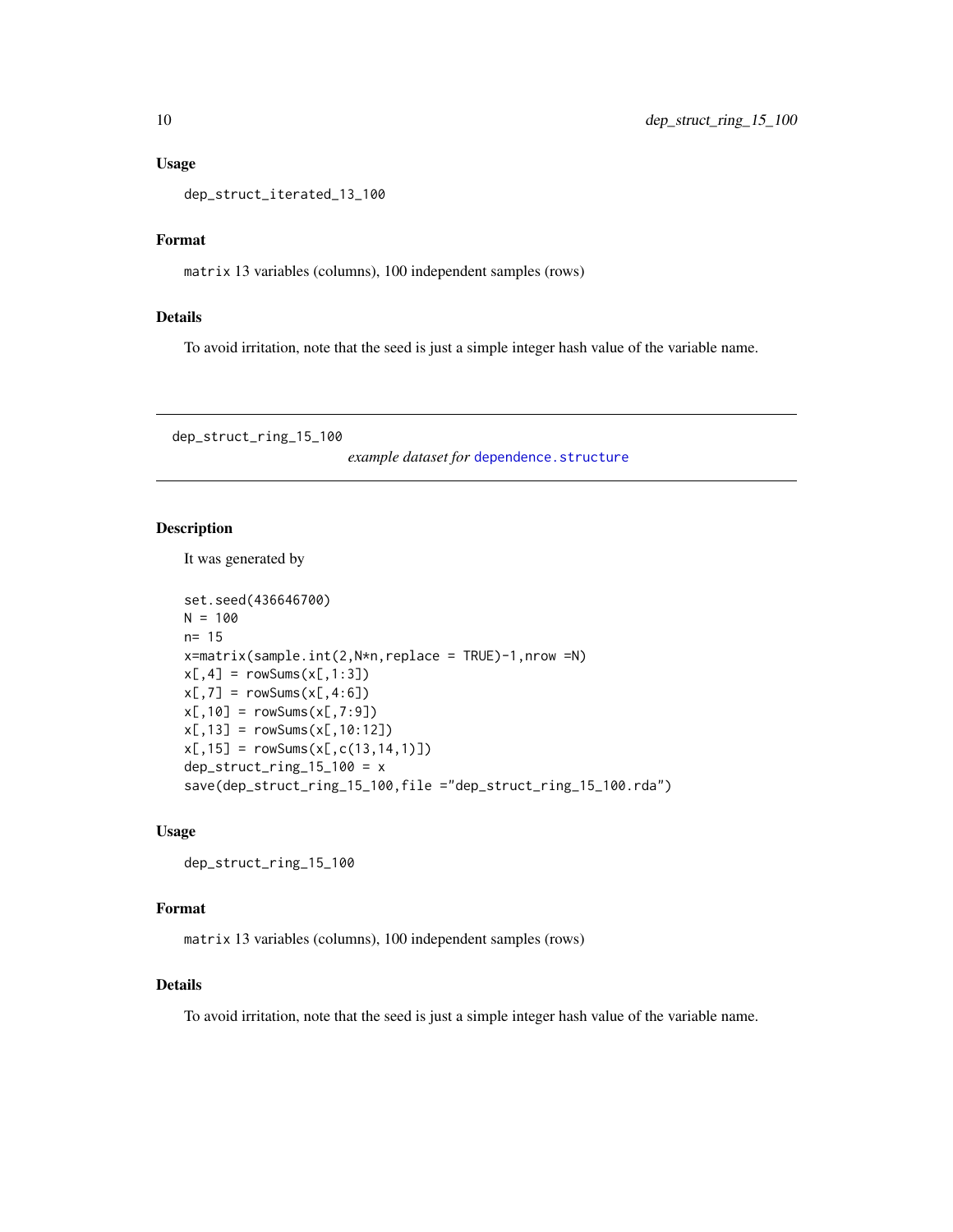### Usage

```
dep_struct_iterated_13_100
```

### Format

`matrix` 13 variables (columns), 100 independent samples (rows)

### Details

To avoid irritation, note that the seed is just a simple integer hash value of the variable name.

---

## dep_struct_ring_15_100 &nbsp;&nbsp;&nbsp;&nbsp; *example dataset for* `dependence.structure`

---

### Description

It was generated by

```
set.seed(436646700)
N = 100
n= 15
x=matrix(sample.int(2,N*n,replace = TRUE)-1,nrow =N)
x[,4] = rowSums(x[,1:3])
x[,7] = rowSums(x[,4:6])
x[,10] = rowSums(x[,7:9])
x[,13] = rowSums(x[,10:12])
x[,15] = rowSums(x[,c(13,14,1)])
dep_struct_ring_15_100 = x
save(dep_struct_ring_15_100,file ="dep_struct_ring_15_100.rda")
```

### Usage

```
dep_struct_ring_15_100
```

### Format

`matrix` 13 variables (columns), 100 independent samples (rows)

### Details

To avoid irritation, note that the seed is just a simple integer hash value of the variable name.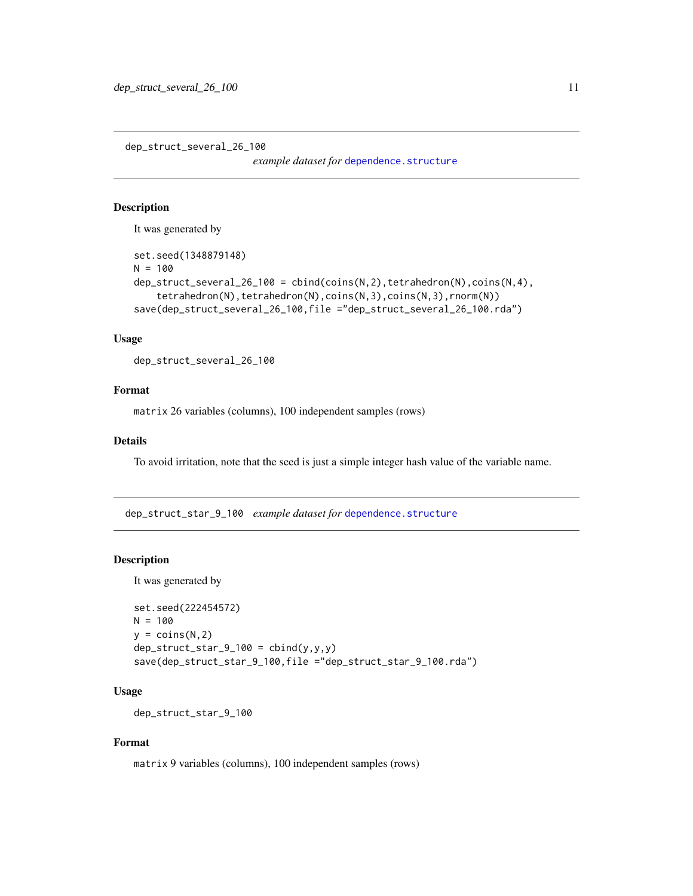## dep_struct_several_26_100

*example dataset for* `dependence.structure`

### Description

It was generated by

```
set.seed(1348879148)
N = 100
dep_struct_several_26_100 = cbind(coins(N,2),tetrahedron(N),coins(N,4),
    tetrahedron(N),tetrahedron(N),coins(N,3),coins(N,3),rnorm(N))
save(dep_struct_several_26_100,file ="dep_struct_several_26_100.rda")
```

### Usage

```
dep_struct_several_26_100
```

### Format

`matrix` 26 variables (columns), 100 independent samples (rows)

### Details

To avoid irritation, note that the seed is just a simple integer hash value of the variable name.

## dep_struct_star_9_100

*example dataset for* `dependence.structure`

### Description

It was generated by

```
set.seed(222454572)
N = 100
y = coins(N,2)
dep_struct_star_9_100 = cbind(y,y,y)
save(dep_struct_star_9_100,file ="dep_struct_star_9_100.rda")
```

### Usage

```
dep_struct_star_9_100
```

### Format

`matrix` 9 variables (columns), 100 independent samples (rows)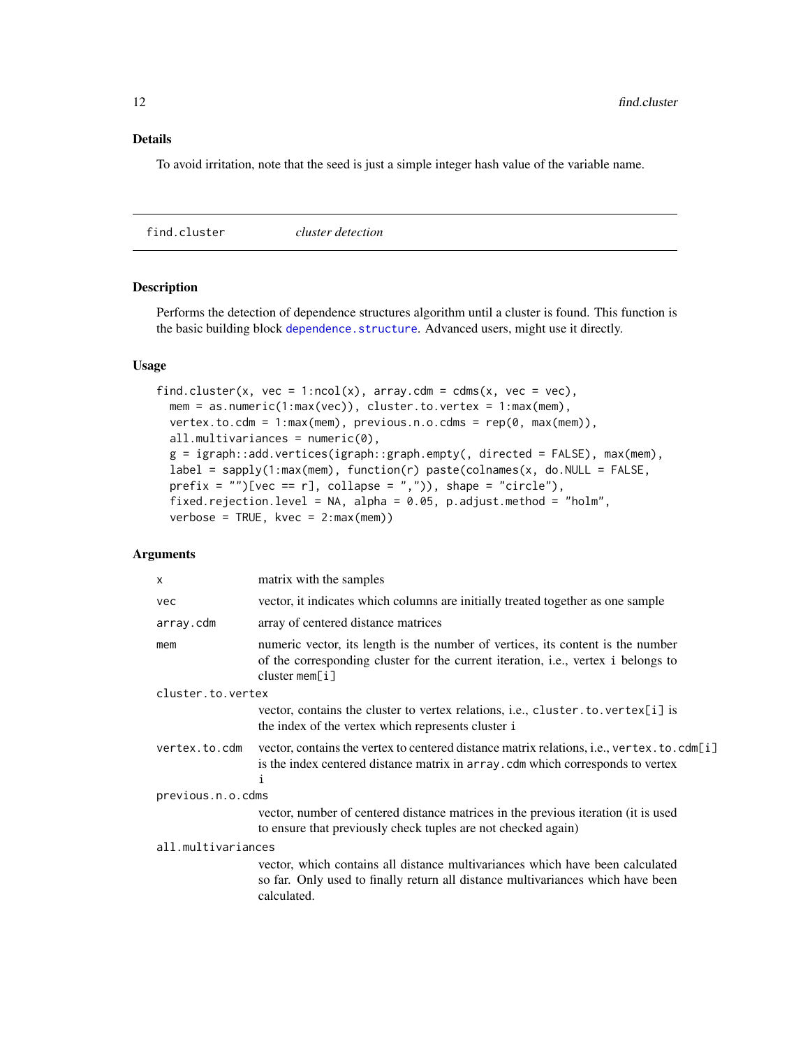## Details

To avoid irritation, note that the seed is just a simple integer hash value of the variable name.

---

## find.cluster — *cluster detection*

### Description

Performs the detection of dependence structures algorithm until a cluster is found. This function is the basic building block dependence.structure. Advanced users, might use it directly.

### Usage

```
find.cluster(x, vec = 1:ncol(x), array.cdm = cdms(x, vec = vec),
  mem = as.numeric(1:max(vec)), cluster.to.vertex = 1:max(mem),
  vertex.to.cdm = 1:max(mem), previous.n.o.cdms = rep(0, max(mem)),
  all.multivariances = numeric(0),
  g = igraph::add.vertices(igraph::graph.empty(, directed = FALSE), max(mem),
  label = sapply(1:max(mem), function(r) paste(colnames(x, do.NULL = FALSE,
  prefix = "")[vec == r], collapse = ",")), shape = "circle"),
  fixed.rejection.level = NA, alpha = 0.05, p.adjust.method = "holm",
  verbose = TRUE, kvec = 2:max(mem))
```

### Arguments

| | |
|---|---|
| `x` | matrix with the samples |
| `vec` | vector, it indicates which columns are initially treated together as one sample |
| `array.cdm` | array of centered distance matrices |
| `mem` | numeric vector, its length is the number of vertices, its content is the number of the corresponding cluster for the current iteration, i.e., vertex `i` belongs to cluster `mem[i]` |
| `cluster.to.vertex` | vector, contains the cluster to vertex relations, i.e., `cluster.to.vertex[i]` is the index of the vertex which represents cluster `i` |
| `vertex.to.cdm` | vector, contains the vertex to centered distance matrix relations, i.e., `vertex.to.cdm[i]` is the index centered distance matrix in `array.cdm` which corresponds to vertex `i` |
| `previous.n.o.cdms` | vector, number of centered distance matrices in the previous iteration (it is used to ensure that previously check tuples are not checked again) |
| `all.multivariances` | vector, which contains all distance multivariances which have been calculated so far. Only used to finally return all distance multivariances which have been calculated. |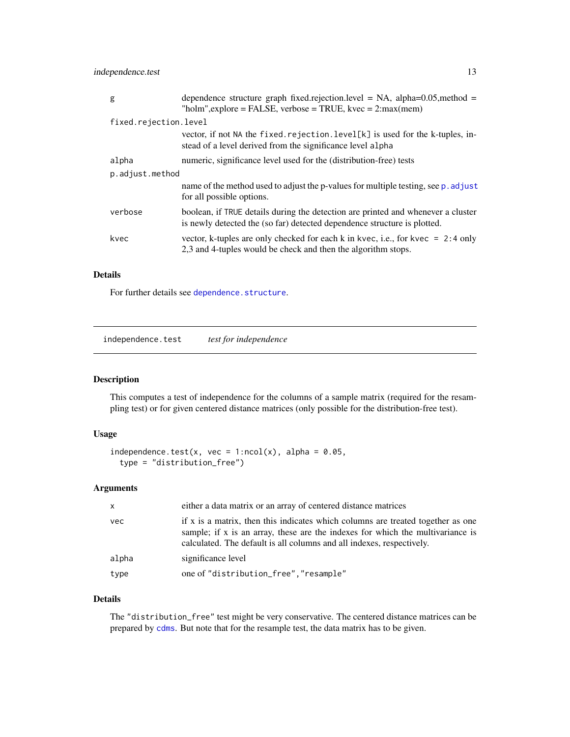| | |
|---|---|
| g | dependence structure graph fixed.rejection.level = NA, alpha=0.05,method = "holm",explore = FALSE, verbose = TRUE, kvec = 2:max(mem) |
| fixed.rejection.level | vector, if not NA the `fixed.rejection.level[k]` is used for the k-tuples, instead of a level derived from the significance level `alpha` |
| alpha | numeric, significance level used for the (distribution-free) tests |
| p.adjust.method | name of the method used to adjust the p-values for multiple testing, see `p.adjust` for all possible options. |
| verbose | boolean, if `TRUE` details during the detection are printed and whenever a cluster is newly detected the (so far) detected dependence structure is plotted. |
| kvec | vector, k-tuples are only checked for each k in kvec, i.e., for `kvec = 2:4` only 2,3 and 4-tuples would be check and then the algorithm stops. |

### Details

For further details see `dependence.structure`.

---

## independence.test *test for independence*

---

### Description

This computes a test of independence for the columns of a sample matrix (required for the resampling test) or for given centered distance matrices (only possible for the distribution-free test).

### Usage

```
independence.test(x, vec = 1:ncol(x), alpha = 0.05,
  type = "distribution_free")
```

### Arguments

| | |
|---|---|
| x | either a data matrix or an array of centered distance matrices |
| vec | if x is a matrix, then this indicates which columns are treated together as one sample; if x is an array, these are the indexes for which the multivariance is calculated. The default is all columns and all indexes, respectively. |
| alpha | significance level |
| type | one of `"distribution_free","resample"` |

### Details

The `"distribution_free"` test might be very conservative. The centered distance matrices can be prepared by `cdms`. But note that for the resample test, the data matrix has to be given.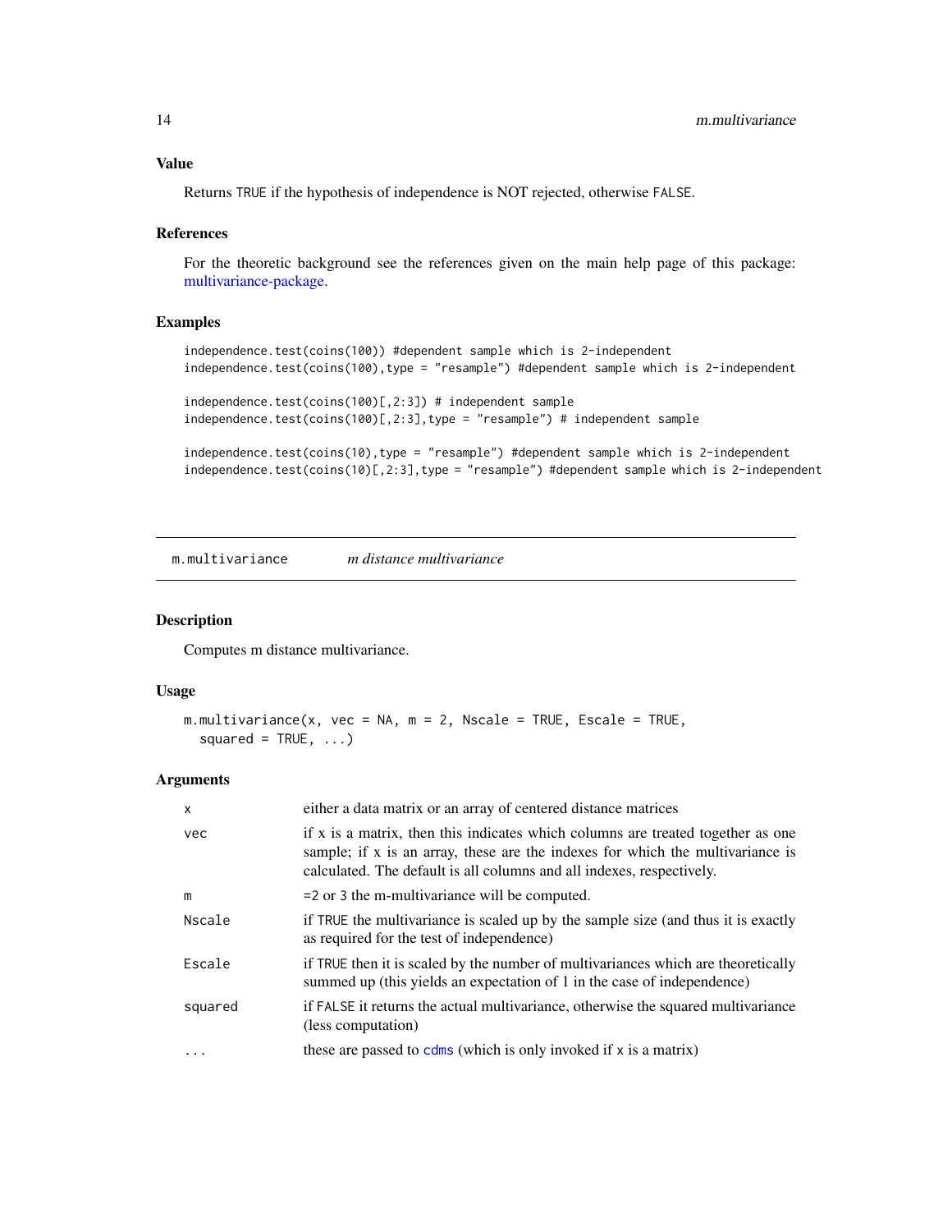### Value

Returns TRUE if the hypothesis of independence is NOT rejected, otherwise FALSE.

### References

For the theoretic background see the references given on the main help page of this package: multivariance-package.

### Examples

```
independence.test(coins(100)) #dependent sample which is 2-independent
independence.test(coins(100),type = "resample") #dependent sample which is 2-independent

independence.test(coins(100)[,2:3]) # independent sample
independence.test(coins(100)[,2:3],type = "resample") # independent sample

independence.test(coins(10),type = "resample") #dependent sample which is 2-independent
independence.test(coins(10)[,2:3],type = "resample") #dependent sample which is 2-independent
```

---

## m.multivariance *m distance multivariance*

### Description

Computes m distance multivariance.

### Usage

```
m.multivariance(x, vec = NA, m = 2, Nscale = TRUE, Escale = TRUE,
  squared = TRUE, ...)
```

### Arguments

| | |
|---|---|
| x | either a data matrix or an array of centered distance matrices |
| vec | if x is a matrix, then this indicates which columns are treated together as one sample; if x is an array, these are the indexes for which the multivariance is calculated. The default is all columns and all indexes, respectively. |
| m | =2 or 3 the m-multivariance will be computed. |
| Nscale | if TRUE the multivariance is scaled up by the sample size (and thus it is exactly as required for the test of independence) |
| Escale | if TRUE then it is scaled by the number of multivariances which are theoretically summed up (this yields an expectation of 1 in the case of independence) |
| squared | if FALSE it returns the actual multivariance, otherwise the squared multivariance (less computation) |
| ... | these are passed to cdms (which is only invoked if x is a matrix) |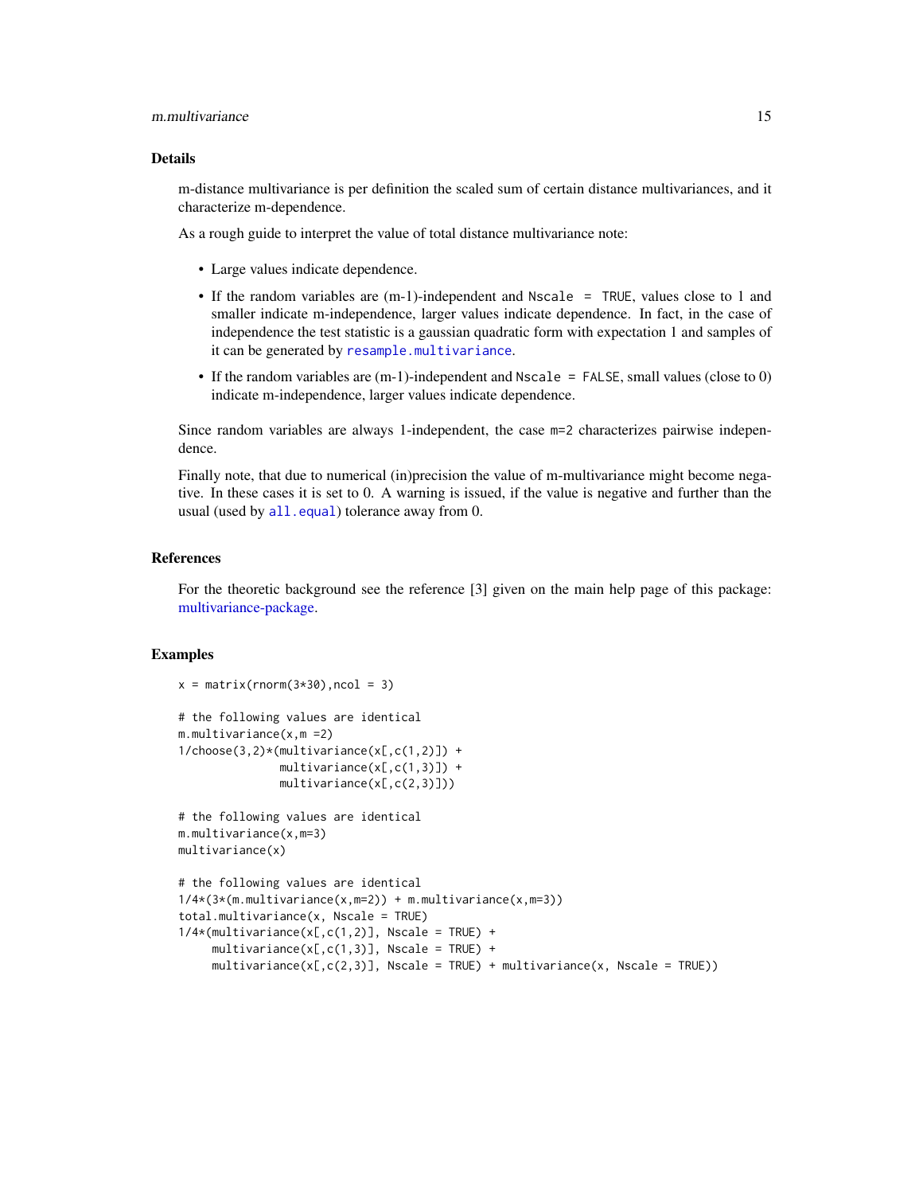## Details

m-distance multivariance is per definition the scaled sum of certain distance multivariances, and it characterize m-dependence.

As a rough guide to interpret the value of total distance multivariance note:

- Large values indicate dependence.
- If the random variables are (m-1)-independent and `Nscale = TRUE`, values close to 1 and smaller indicate m-independence, larger values indicate dependence. In fact, in the case of independence the test statistic is a gaussian quadratic form with expectation 1 and samples of it can be generated by `resample.multivariance`.
- If the random variables are (m-1)-independent and `Nscale = FALSE`, small values (close to 0) indicate m-independence, larger values indicate dependence.

Since random variables are always 1-independent, the case `m=2` characterizes pairwise independence.

Finally note, that due to numerical (in)precision the value of m-multivariance might become negative. In these cases it is set to 0. A warning is issued, if the value is negative and further than the usual (used by `all.equal`) tolerance away from 0.

## References

For the theoretic background see the reference [3] given on the main help page of this package: multivariance-package.

## Examples

```
x = matrix(rnorm(3*30),ncol = 3)

# the following values are identical
m.multivariance(x,m =2)
1/choose(3,2)*(multivariance(x[,c(1,2)]) +
               multivariance(x[,c(1,3)]) +
               multivariance(x[,c(2,3)]))

# the following values are identical
m.multivariance(x,m=3)
multivariance(x)

# the following values are identical
1/4*(3*(m.multivariance(x,m=2)) + m.multivariance(x,m=3))
total.multivariance(x, Nscale = TRUE)
1/4*(multivariance(x[,c(1,2)], Nscale = TRUE) +
     multivariance(x[,c(1,3)], Nscale = TRUE) +
     multivariance(x[,c(2,3)], Nscale = TRUE) + multivariance(x, Nscale = TRUE))
```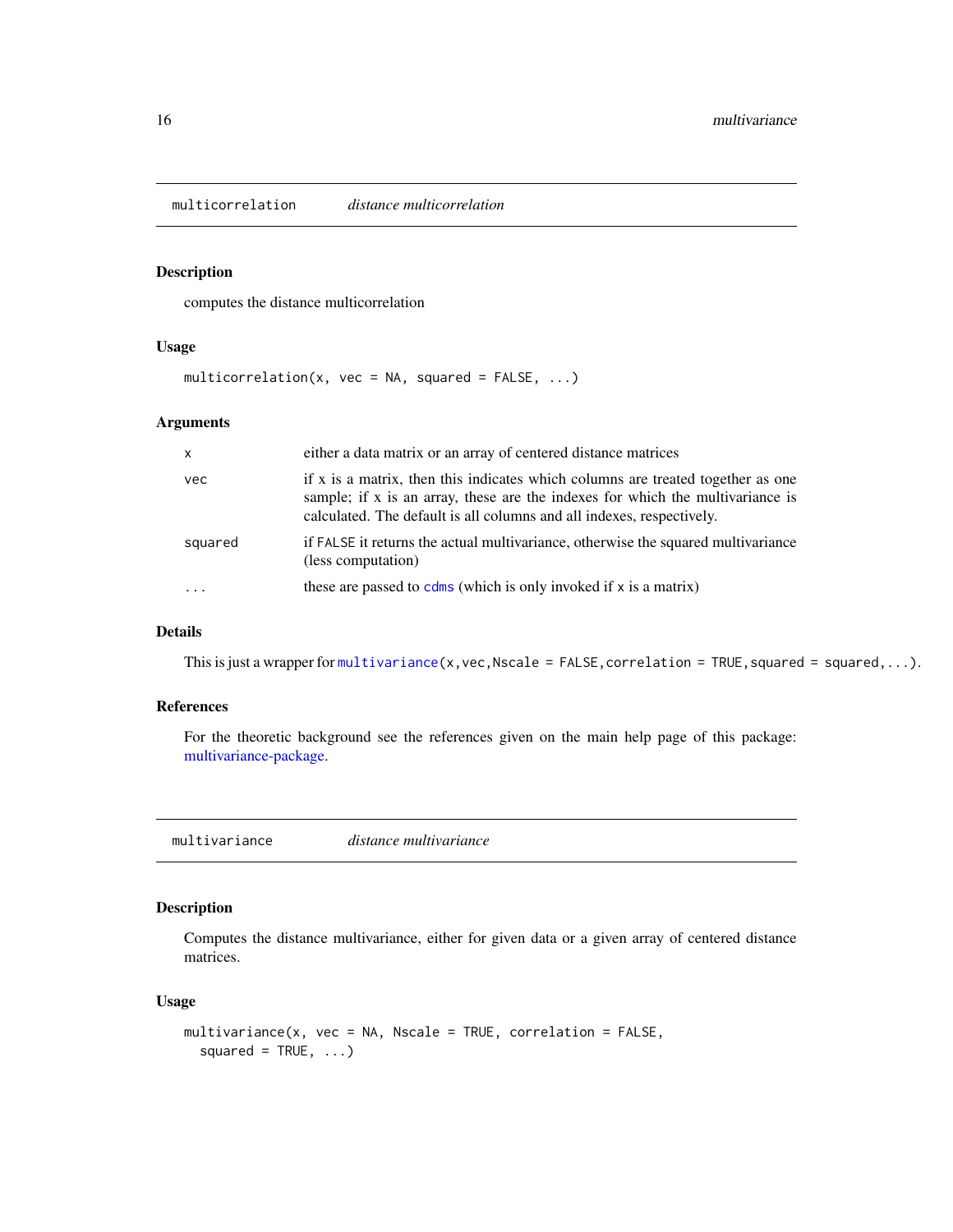## multicorrelation *distance multicorrelation*

### Description

computes the distance multicorrelation

### Usage

```
multicorrelation(x, vec = NA, squared = FALSE, ...)
```

### Arguments

| | |
|---|---|
| x | either a data matrix or an array of centered distance matrices |
| vec | if x is a matrix, then this indicates which columns are treated together as one sample; if x is an array, these are the indexes for which the multivariance is calculated. The default is all columns and all indexes, respectively. |
| squared | if FALSE it returns the actual multivariance, otherwise the squared multivariance (less computation) |
| ... | these are passed to cdms (which is only invoked if x is a matrix) |

### Details

This is just a wrapper for `multivariance(x,vec,Nscale = FALSE,correlation = TRUE,squared = squared,...)`.

### References

For the theoretic background see the references given on the main help page of this package: multivariance-package.

## multivariance *distance multivariance*

### Description

Computes the distance multivariance, either for given data or a given array of centered distance matrices.

### Usage

```
multivariance(x, vec = NA, Nscale = TRUE, correlation = FALSE,
  squared = TRUE, ...)
```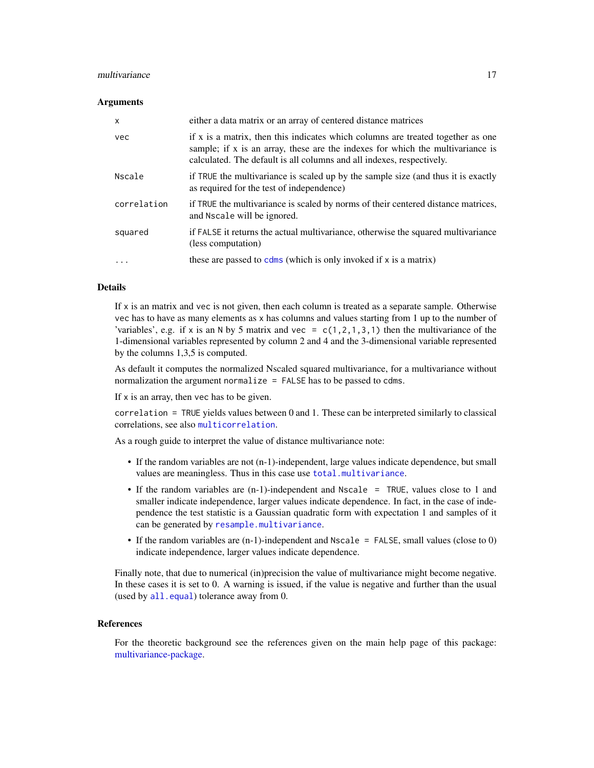### Arguments

| | |
|---|---|
| `x` | either a data matrix or an array of centered distance matrices |
| `vec` | if x is a matrix, then this indicates which columns are treated together as one sample; if x is an array, these are the indexes for which the multivariance is calculated. The default is all columns and all indexes, respectively. |
| `Nscale` | if `TRUE` the multivariance is scaled up by the sample size (and thus it is exactly as required for the test of independence) |
| `correlation` | if `TRUE` the multivariance is scaled by norms of their centered distance matrices, and `Nscale` will be ignored. |
| `squared` | if `FALSE` it returns the actual multivariance, otherwise the squared multivariance (less computation) |
| `...` | these are passed to `cdms` (which is only invoked if `x` is a matrix) |

### Details

If `x` is an matrix and `vec` is not given, then each column is treated as a separate sample. Otherwise `vec` has to have as many elements as `x` has columns and values starting from 1 up to the number of 'variables', e.g. if `x` is an `N` by 5 matrix and `vec = c(1,2,1,3,1)` then the multivariance of the 1-dimensional variables represented by column 2 and 4 and the 3-dimensional variable represented by the columns 1,3,5 is computed.

As default it computes the normalized Nscaled squared multivariance, for a multivariance without normalization the argument `normalize = FALSE` has to be passed to `cdms`.

If `x` is an array, then `vec` has to be given.

`correlation = TRUE` yields values between 0 and 1. These can be interpreted similarly to classical correlations, see also `multicorrelation`.

As a rough guide to interpret the value of distance multivariance note:

- If the random variables are not (n-1)-independent, large values indicate dependence, but small values are meaningless. Thus in this case use `total.multivariance`.
- If the random variables are (n-1)-independent and `Nscale = TRUE`, values close to 1 and smaller indicate independence, larger values indicate dependence. In fact, in the case of independence the test statistic is a Gaussian quadratic form with expectation 1 and samples of it can be generated by `resample.multivariance`.
- If the random variables are (n-1)-independent and `Nscale = FALSE`, small values (close to 0) indicate independence, larger values indicate dependence.

Finally note, that due to numerical (in)precision the value of multivariance might become negative. In these cases it is set to 0. A warning is issued, if the value is negative and further than the usual (used by `all.equal`) tolerance away from 0.

### References

For the theoretic background see the references given on the main help page of this package: multivariance-package.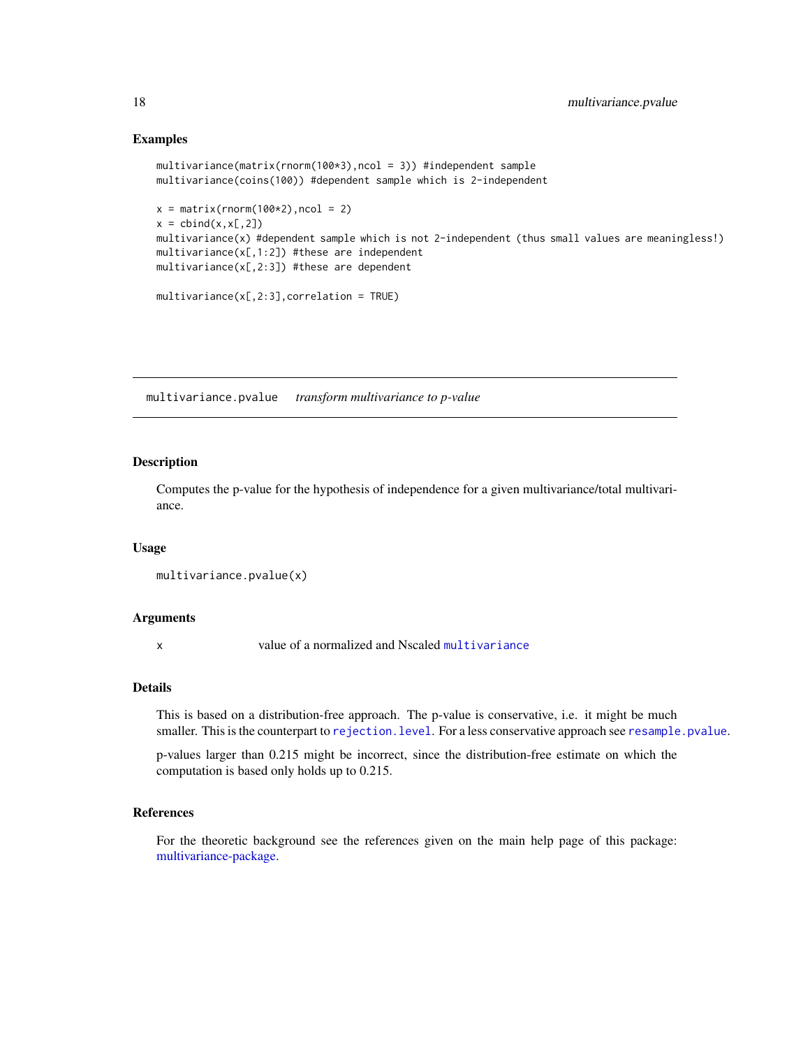## Examples

```
multivariance(matrix(rnorm(100*3),ncol = 3)) #independent sample
multivariance(coins(100)) #dependent sample which is 2-independent

x = matrix(rnorm(100*2),ncol = 2)
x = cbind(x,x[,2])
multivariance(x) #dependent sample which is not 2-independent (thus small values are meaningless!)
multivariance(x[,1:2]) #these are independent
multivariance(x[,2:3]) #these are dependent

multivariance(x[,2:3],correlation = TRUE)
```

---

# multivariance.pvalue &nbsp;&nbsp; *transform multivariance to p-value*

---

## Description

Computes the p-value for the hypothesis of independence for a given multivariance/total multivariance.

## Usage

```
multivariance.pvalue(x)
```

## Arguments

| | |
|---|---|
| x | value of a normalized and Nscaled `multivariance` |

## Details

This is based on a distribution-free approach. The p-value is conservative, i.e. it might be much smaller. This is the counterpart to `rejection.level`. For a less conservative approach see `resample.pvalue`.

p-values larger than 0.215 might be incorrect, since the distribution-free estimate on which the computation is based only holds up to 0.215.

## References

For the theoretic background see the references given on the main help page of this package: multivariance-package.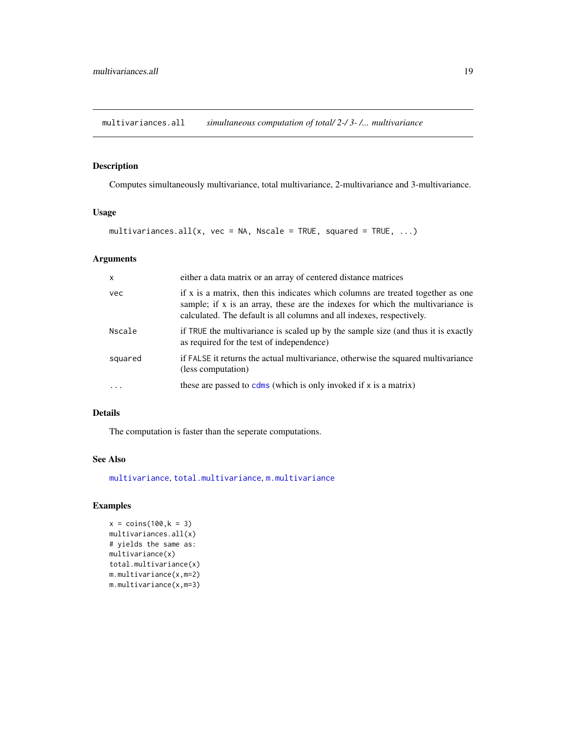# multivariances.all — *simultaneous computation of total/ 2-/ 3- /... multivariance*

## Description

Computes simultaneously multivariance, total multivariance, 2-multivariance and 3-multivariance.

## Usage

```
multivariances.all(x, vec = NA, Nscale = TRUE, squared = TRUE, ...)
```

## Arguments

| | |
|---|---|
| `x` | either a data matrix or an array of centered distance matrices |
| `vec` | if x is a matrix, then this indicates which columns are treated together as one sample; if x is an array, these are the indexes for which the multivariance is calculated. The default is all columns and all indexes, respectively. |
| `Nscale` | if `TRUE` the multivariance is scaled up by the sample size (and thus it is exactly as required for the test of independence) |
| `squared` | if `FALSE` it returns the actual multivariance, otherwise the squared multivariance (less computation) |
| `...` | these are passed to `cdms` (which is only invoked if `x` is a matrix) |

## Details

The computation is faster than the seperate computations.

## See Also

`multivariance`, `total.multivariance`, `m.multivariance`

## Examples

```
x = coins(100,k = 3)
multivariances.all(x)
# yields the same as:
multivariance(x)
total.multivariance(x)
m.multivariance(x,m=2)
m.multivariance(x,m=3)
```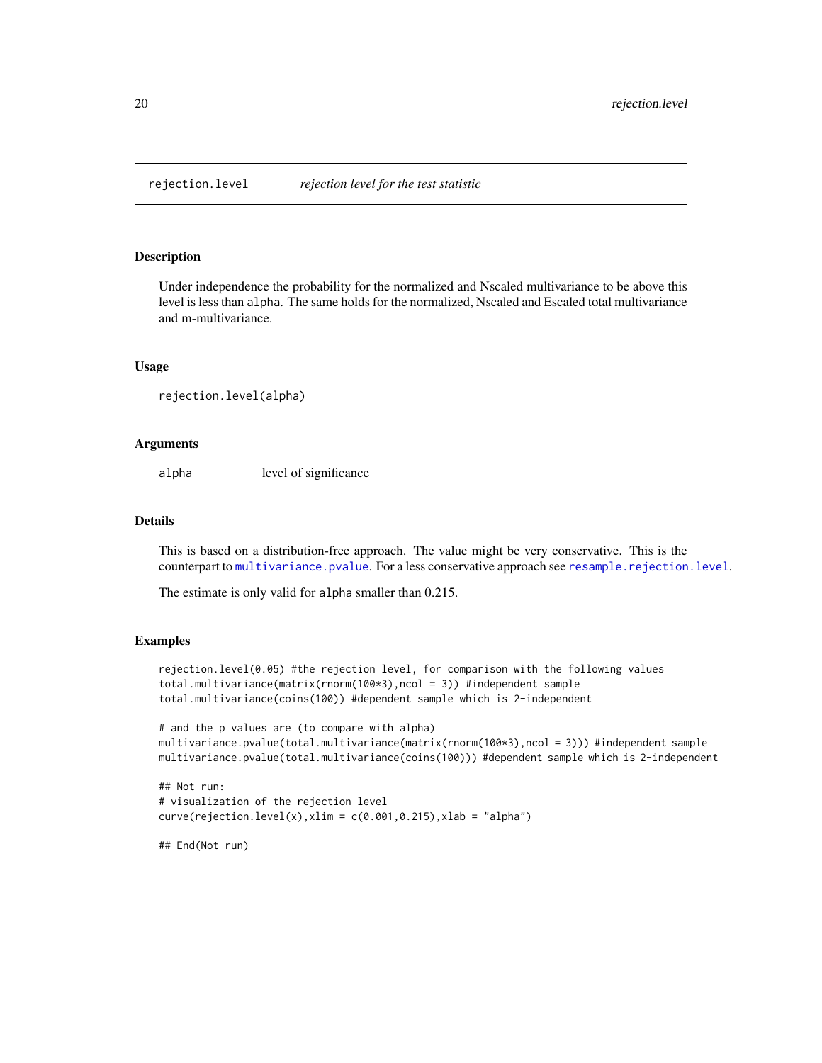`rejection.level` *rejection level for the test statistic*

### Description

Under independence the probability for the normalized and Nscaled multivariance to be above this level is less than `alpha`. The same holds for the normalized, Nscaled and Escaled total multivariance and m-multivariance.

### Usage

```
rejection.level(alpha)
```

### Arguments

| | |
|---|---|
| `alpha` | level of significance |

### Details

This is based on a distribution-free approach. The value might be very conservative. This is the counterpart to `multivariance.pvalue`. For a less conservative approach see `resample.rejection.level`.

The estimate is only valid for `alpha` smaller than 0.215.

### Examples

```
rejection.level(0.05) #the rejection level, for comparison with the following values
total.multivariance(matrix(rnorm(100*3),ncol = 3)) #independent sample
total.multivariance(coins(100)) #dependent sample which is 2-independent

# and the p values are (to compare with alpha)
multivariance.pvalue(total.multivariance(matrix(rnorm(100*3),ncol = 3))) #independent sample
multivariance.pvalue(total.multivariance(coins(100))) #dependent sample which is 2-independent

## Not run:
# visualization of the rejection level
curve(rejection.level(x),xlim = c(0.001,0.215),xlab = "alpha")

## End(Not run)
```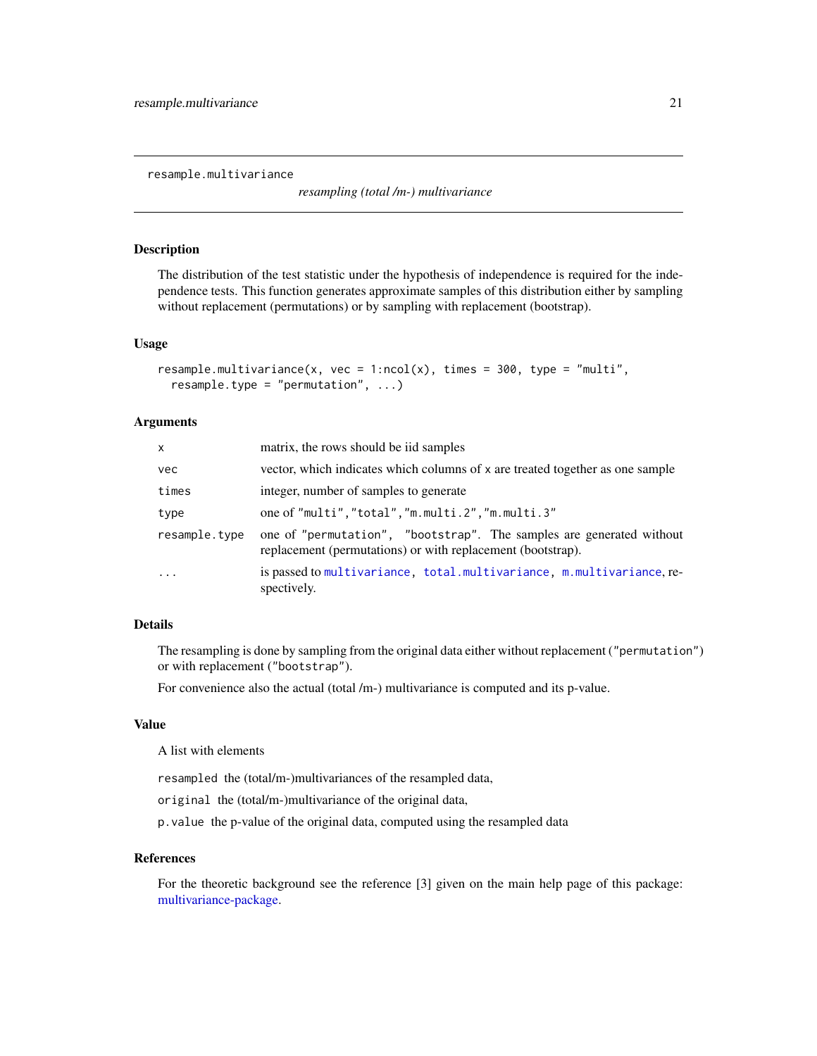`resample.multivariance` *resampling (total /m-) multivariance*

### Description

The distribution of the test statistic under the hypothesis of independence is required for the independence tests. This function generates approximate samples of this distribution either by sampling without replacement (permutations) or by sampling with replacement (bootstrap).

### Usage

```
resample.multivariance(x, vec = 1:ncol(x), times = 300, type = "multi",
  resample.type = "permutation", ...)
```

### Arguments

| | |
|---|---|
| `x` | matrix, the rows should be iid samples |
| `vec` | vector, which indicates which columns of `x` are treated together as one sample |
| `times` | integer, number of samples to generate |
| `type` | one of `"multi"`,`"total"`,`"m.multi.2"`,`"m.multi.3"` |
| `resample.type` | one of `"permutation"`, `"bootstrap"`. The samples are generated without replacement (permutations) or with replacement (bootstrap). |
| `...` | is passed to `multivariance`, `total.multivariance`, `m.multivariance`, respectively. |

### Details

The resampling is done by sampling from the original data either without replacement (`"permutation"`) or with replacement (`"bootstrap"`).

For convenience also the actual (total /m-) multivariance is computed and its p-value.

### Value

A list with elements

`resampled` the (total/m-)multivariances of the resampled data,

`original` the (total/m-)multivariance of the original data,

`p.value` the p-value of the original data, computed using the resampled data

### References

For the theoretic background see the reference [3] given on the main help page of this package: multivariance-package.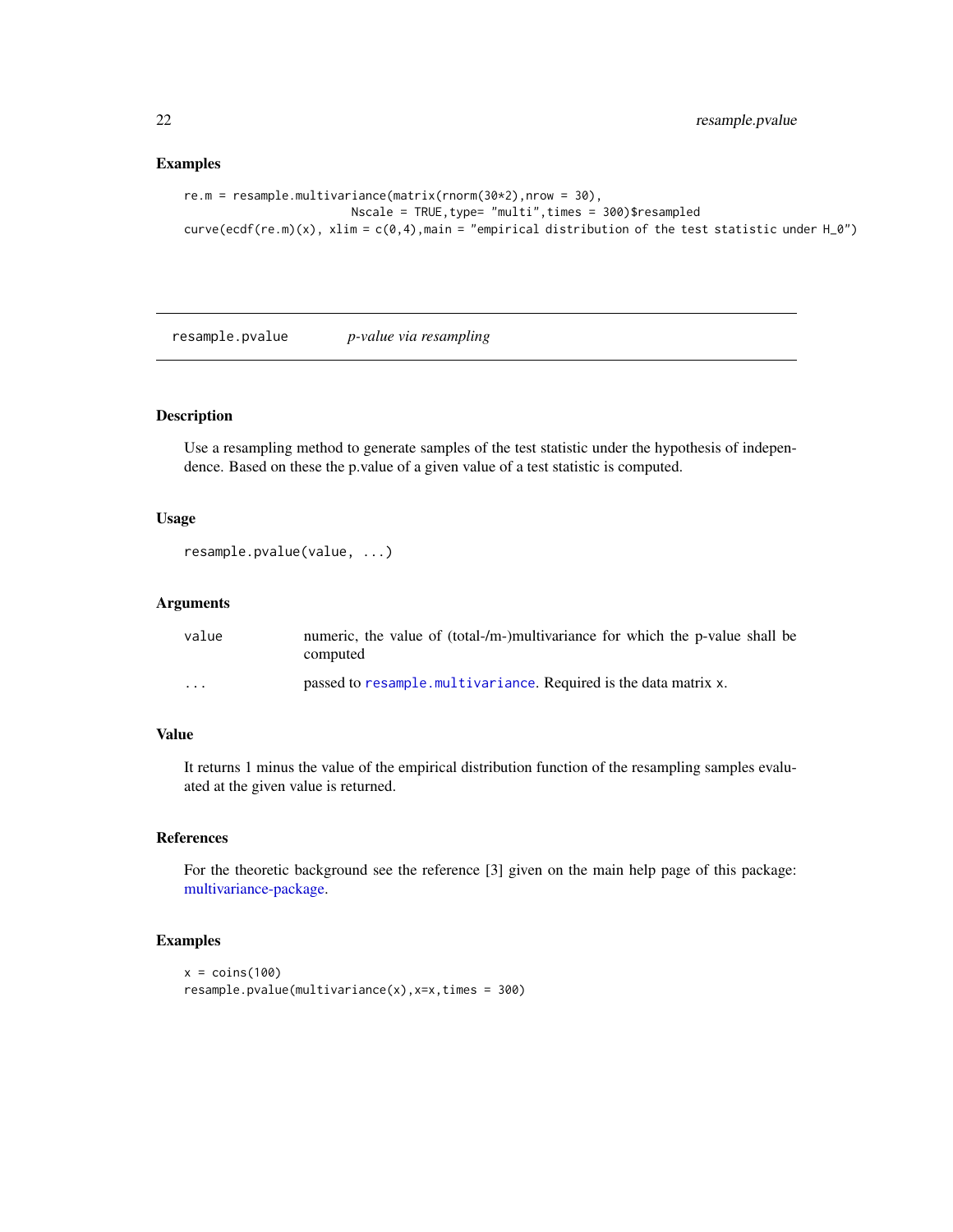## Examples

```
re.m = resample.multivariance(matrix(rnorm(30*2),nrow = 30),
                        Nscale = TRUE,type= "multi",times = 300)$resampled
curve(ecdf(re.m)(x), xlim = c(0,4),main = "empirical distribution of the test statistic under H_0")
```

---

`resample.pvalue` *p-value via resampling*

---

## Description

Use a resampling method to generate samples of the test statistic under the hypothesis of independence. Based on these the p.value of a given value of a test statistic is computed.

## Usage

```
resample.pvalue(value, ...)
```

## Arguments

| | |
|---|---|
| `value` | numeric, the value of (total-/m-)multivariance for which the p-value shall be computed |
| `...` | passed to `resample.multivariance`. Required is the data matrix `x`. |

## Value

It returns 1 minus the value of the empirical distribution function of the resampling samples evaluated at the given value is returned.

## References

For the theoretic background see the reference [3] given on the main help page of this package: multivariance-package.

## Examples

```
x = coins(100)
resample.pvalue(multivariance(x),x=x,times = 300)
```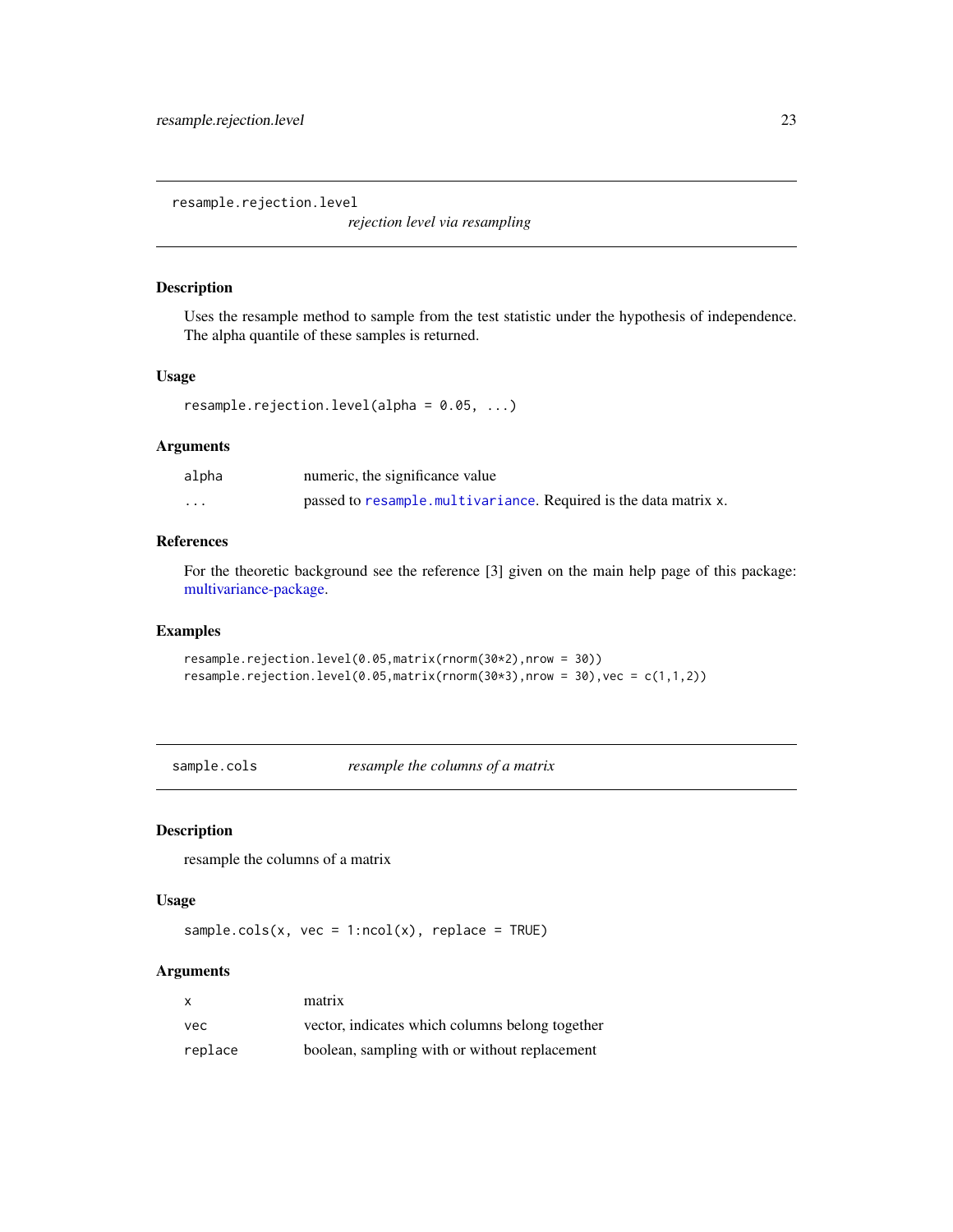## resample.rejection.level

*rejection level via resampling*

### Description

Uses the resample method to sample from the test statistic under the hypothesis of independence. The alpha quantile of these samples is returned.

### Usage

```
resample.rejection.level(alpha = 0.05, ...)
```

### Arguments

| | |
|---|---|
| alpha | numeric, the significance value |
| ... | passed to `resample.multivariance`. Required is the data matrix `x`. |

### References

For the theoretic background see the reference [3] given on the main help page of this package: multivariance-package.

### Examples

```
resample.rejection.level(0.05,matrix(rnorm(30*2),nrow = 30))
resample.rejection.level(0.05,matrix(rnorm(30*3),nrow = 30),vec = c(1,1,2))
```

## sample.cols

*resample the columns of a matrix*

### Description

resample the columns of a matrix

### Usage

```
sample.cols(x, vec = 1:ncol(x), replace = TRUE)
```

### Arguments

| | |
|---|---|
| x | matrix |
| vec | vector, indicates which columns belong together |
| replace | boolean, sampling with or without replacement |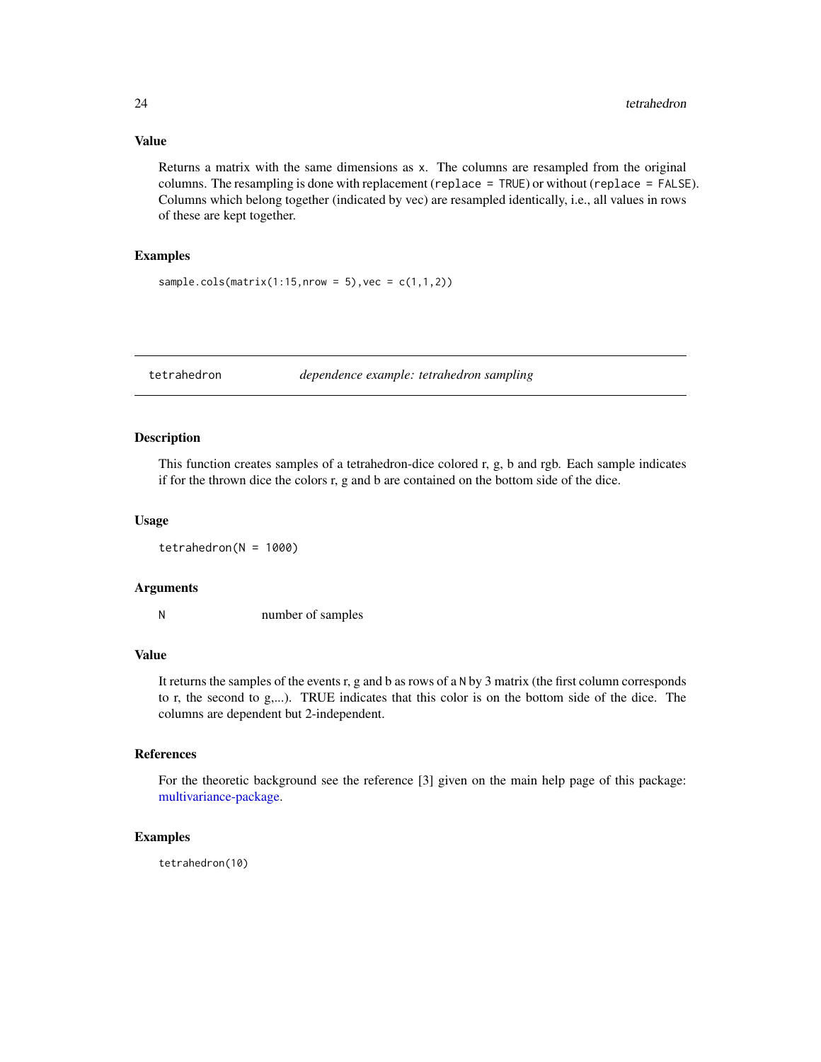### Value

Returns a matrix with the same dimensions as `x`. The columns are resampled from the original columns. The resampling is done with replacement (`replace = TRUE`) or without (`replace = FALSE`). Columns which belong together (indicated by vec) are resampled identically, i.e., all values in rows of these are kept together.

### Examples

```
sample.cols(matrix(1:15,nrow = 5),vec = c(1,1,2))
```

---

## tetrahedron — *dependence example: tetrahedron sampling*

---

### Description

This function creates samples of a tetrahedron-dice colored r, g, b and rgb. Each sample indicates if for the thrown dice the colors r, g and b are contained on the bottom side of the dice.

### Usage

```
tetrahedron(N = 1000)
```

### Arguments

| | |
|---|---|
| N | number of samples |

### Value

It returns the samples of the events r, g and b as rows of a `N` by 3 matrix (the first column corresponds to r, the second to g,...). TRUE indicates that this color is on the bottom side of the dice. The columns are dependent but 2-independent.

### References

For the theoretic background see the reference [3] given on the main help page of this package: multivariance-package.

### Examples

```
tetrahedron(10)
```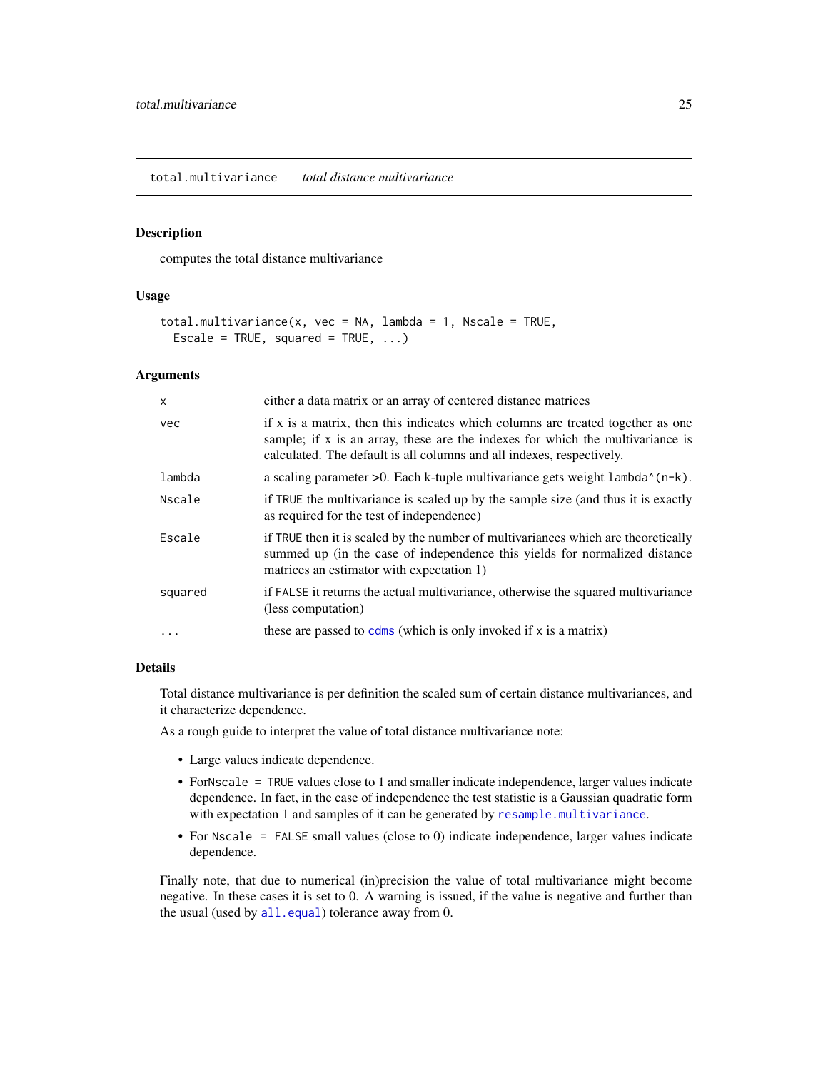## total.multivariance *total distance multivariance*

### Description

computes the total distance multivariance

### Usage

```
total.multivariance(x, vec = NA, lambda = 1, Nscale = TRUE,
  Escale = TRUE, squared = TRUE, ...)
```

### Arguments

| | |
|---|---|
| `x` | either a data matrix or an array of centered distance matrices |
| `vec` | if x is a matrix, then this indicates which columns are treated together as one sample; if x is an array, these are the indexes for which the multivariance is calculated. The default is all columns and all indexes, respectively. |
| `lambda` | a scaling parameter >0. Each k-tuple multivariance gets weight `lambda^(n-k)`. |
| `Nscale` | if `TRUE` the multivariance is scaled up by the sample size (and thus it is exactly as required for the test of independence) |
| `Escale` | if `TRUE` then it is scaled by the number of multivariances which are theoretically summed up (in the case of independence this yields for normalized distance matrices an estimator with expectation 1) |
| `squared` | if `FALSE` it returns the actual multivariance, otherwise the squared multivariance (less computation) |
| `...` | these are passed to `cdms` (which is only invoked if `x` is a matrix) |

### Details

Total distance multivariance is per definition the scaled sum of certain distance multivariances, and it characterize dependence.

As a rough guide to interpret the value of total distance multivariance note:

- Large values indicate dependence.
- For`Nscale = TRUE` values close to 1 and smaller indicate independence, larger values indicate dependence. In fact, in the case of independence the test statistic is a Gaussian quadratic form with expectation 1 and samples of it can be generated by `resample.multivariance`.
- For `Nscale = FALSE` small values (close to 0) indicate independence, larger values indicate dependence.

Finally note, that due to numerical (in)precision the value of total multivariance might become negative. In these cases it is set to 0. A warning is issued, if the value is negative and further than the usual (used by `all.equal`) tolerance away from 0.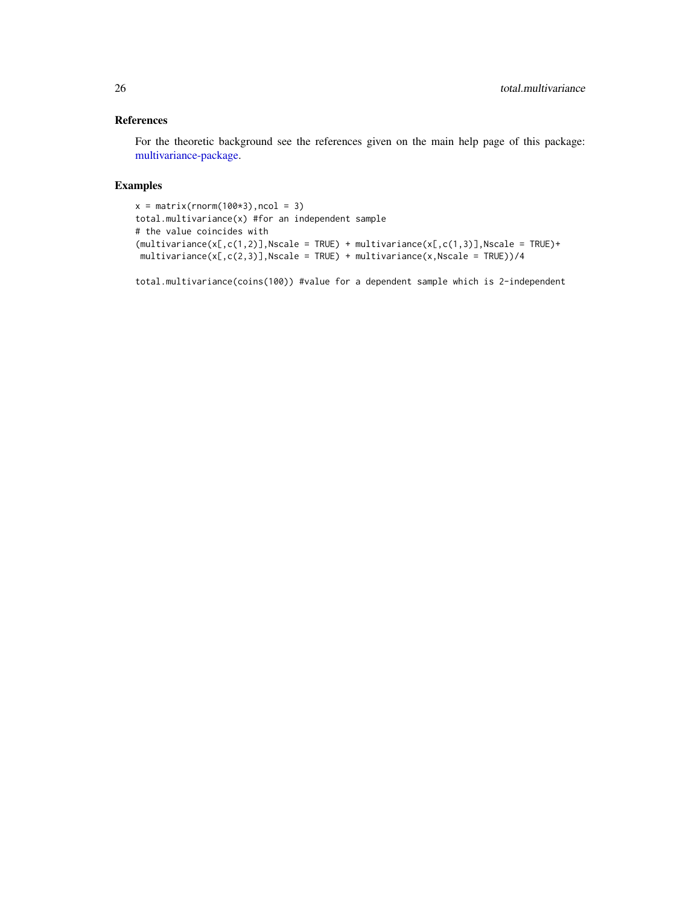### References

For the theoretic background see the references given on the main help page of this package: multivariance-package.

### Examples

```
x = matrix(rnorm(100*3),ncol = 3)
total.multivariance(x) #for an independent sample
# the value coincides with
(multivariance(x[,c(1,2)],Nscale = TRUE) + multivariance(x[,c(1,3)],Nscale = TRUE)+
 multivariance(x[,c(2,3)],Nscale = TRUE) + multivariance(x,Nscale = TRUE))/4

total.multivariance(coins(100)) #value for a dependent sample which is 2-independent
```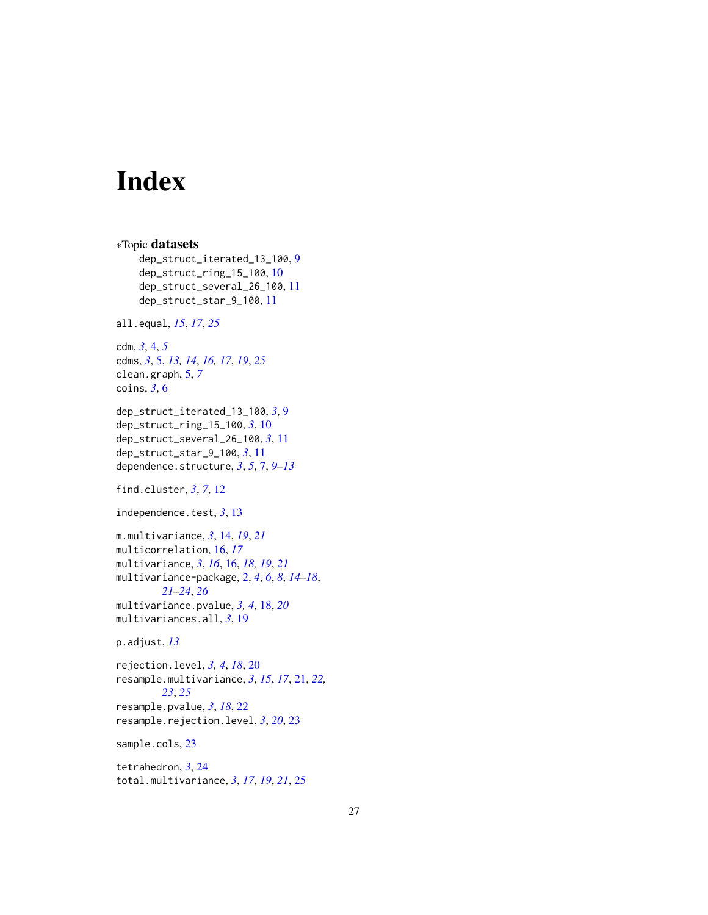# Index

∗Topic **datasets**

dep_struct_iterated_13_100, 9
dep_struct_ring_15_100, 10
dep_struct_several_26_100, 11
dep_struct_star_9_100, 11

all.equal, *15*, *17*, *25*

cdm, *3*, 4, *5*
cdms, *3*, 5, *13, 14*, *16, 17*, *19*, *25*
clean.graph, 5, *7*
coins, *3*, 6

dep_struct_iterated_13_100, *3*, 9
dep_struct_ring_15_100, *3*, 10
dep_struct_several_26_100, *3*, 11
dep_struct_star_9_100, *3*, 11
dependence.structure, *3*, *5*, 7, *9–13*

find.cluster, *3*, *7*, 12

independence.test, *3*, 13

m.multivariance, *3*, 14, *19*, *21*
multicorrelation, 16, *17*
multivariance, *3*, *16*, 16, *18, 19*, *21*
multivariance-package, 2, *4*, *6*, *8*, *14–18*, *21–24*, *26*
multivariance.pvalue, *3, 4*, 18, *20*
multivariances.all, *3*, 19

p.adjust, *13*

rejection.level, *3, 4*, *18*, 20
resample.multivariance, *3*, *15*, *17*, 21, *22, 23*, *25*
resample.pvalue, *3*, *18*, 22
resample.rejection.level, *3*, *20*, 23

sample.cols, 23

tetrahedron, *3*, 24
total.multivariance, *3*, *17*, *19*, *21*, 25